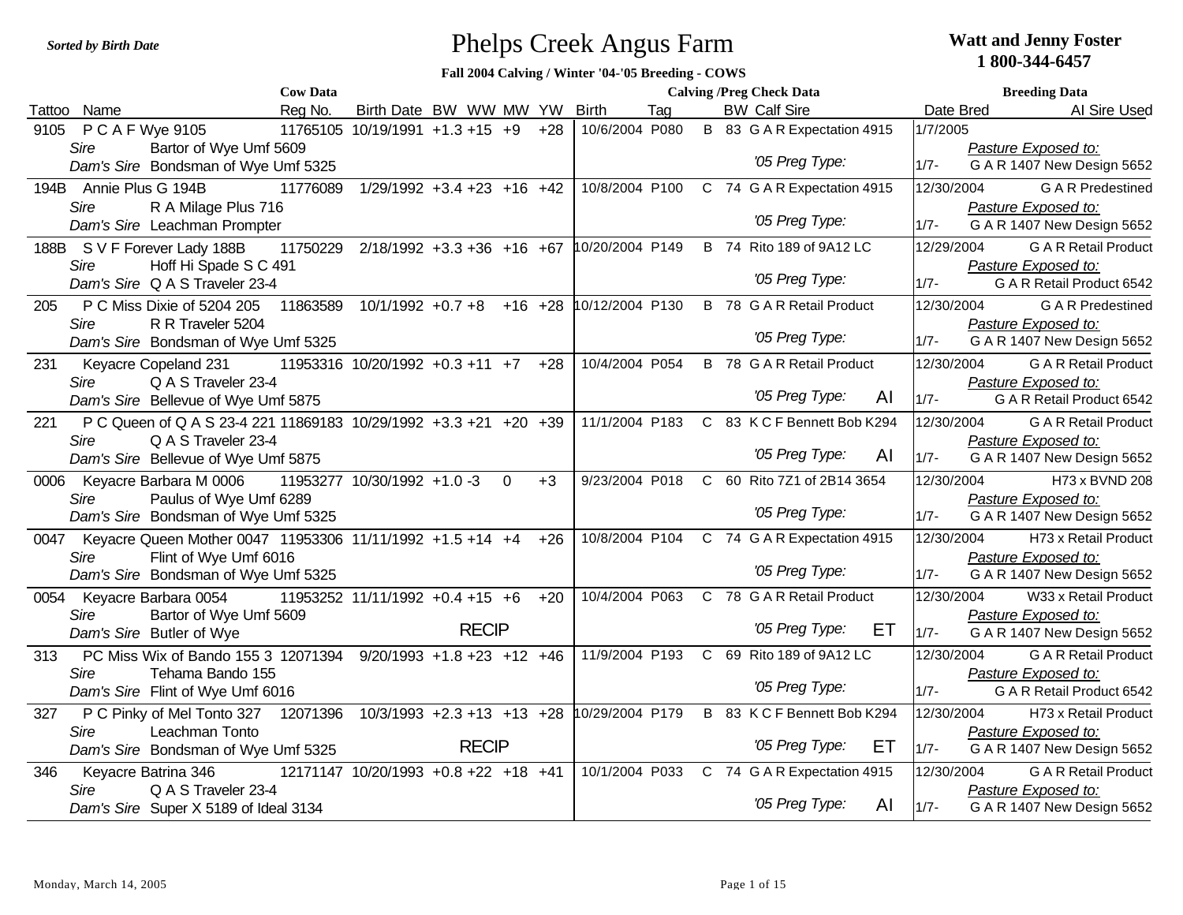Sorted by Birth Date

# Phelps Creek Angus Farm

**Watt and Jenny Foster**
**1 800-344-6457**

**Fall 2004 Calving / Winter '04-'05 Breeding - COWS**

| Tattoo | Name | Reg No. | Birth Date | BW | WW | MW | YW | Birth | Tag | | BW | Calf Sire | '05 Preg Type | Date Bred | AI Sire Used | Pasture Exposed to |
|---|---|---|---|---|---|---|---|---|---|---|---|---|---|---|---|---|
| | **Cow Data** | | | | | | | **Calving /Preg Check Data** | | | | | | **Breeding Data** | | |
| 9105 | P C A F Wye 9105<br>*Sire* Bartor of Wye Umf 5609<br>*Dam's Sire* Bondsman of Wye Umf 5325 | 11765105 | 10/19/1991 | +1.3 | +15 | +9 | +28 | 10/6/2004 | P080 | B | 83 | G A R Expectation 4915 | | 1/7/2005 | | 1/7- G A R 1407 New Design 5652 |
| 194B | Annie Plus G 194B<br>*Sire* R A Milage Plus 716<br>*Dam's Sire* Leachman Prompter | 11776089 | 1/29/1992 | +3.4 | +23 | +16 | +42 | 10/8/2004 | P100 | C | 74 | G A R Expectation 4915 | | 12/30/2004 | G A R Predestined | 1/7- G A R 1407 New Design 5652 |
| 188B | S V F Forever Lady 188B<br>*Sire* Hoff Hi Spade S C 491<br>*Dam's Sire* Q A S Traveler 23-4 | 11750229 | 2/18/1992 | +3.3 | +36 | +16 | +67 | 10/20/2004 | P149 | B | 74 | Rito 189 of 9A12 LC | | 12/29/2004 | G A R Retail Product | 1/7- G A R Retail Product 6542 |
| 205 | P C Miss Dixie of 5204 205<br>*Sire* R R Traveler 5204<br>*Dam's Sire* Bondsman of Wye Umf 5325 | 11863589 | 10/1/1992 | +0.7 | +8 | +16 | +28 | 10/12/2004 | P130 | B | 78 | G A R Retail Product | | 12/30/2004 | G A R Predestined | 1/7- G A R 1407 New Design 5652 |
| 231 | Keyacre Copeland 231<br>*Sire* Q A S Traveler 23-4<br>*Dam's Sire* Bellevue of Wye Umf 5875 | 11953316 | 10/20/1992 | +0.3 | +11 | +7 | +28 | 10/4/2004 | P054 | B | 78 | G A R Retail Product | AI | 12/30/2004 | G A R Retail Product | 1/7- G A R Retail Product 6542 |
| 221 | P C Queen of Q A S 23-4 221<br>*Sire* Q A S Traveler 23-4<br>*Dam's Sire* Bellevue of Wye Umf 5875 | 11869183 | 10/29/1992 | +3.3 | +21 | +20 | +39 | 11/1/2004 | P183 | C | 83 | K C F Bennett Bob K294 | AI | 12/30/2004 | G A R Retail Product | 1/7- G A R 1407 New Design 5652 |
| 0006 | Keyacre Barbara M 0006<br>*Sire* Paulus of Wye Umf 6289<br>*Dam's Sire* Bondsman of Wye Umf 5325 | 11953277 | 10/30/1992 | +1.0 | -3 | 0 | +3 | 9/23/2004 | P018 | C | 60 | Rito 7Z1 of 2B14 3654 | | 12/30/2004 | H73 x BVND 208 | 1/7- G A R 1407 New Design 5652 |
| 0047 | Keyacre Queen Mother 0047<br>*Sire* Flint of Wye Umf 6016<br>*Dam's Sire* Bondsman of Wye Umf 5325 | 11953306 | 11/11/1992 | +1.5 | +14 | +4 | +26 | 10/8/2004 | P104 | C | 74 | G A R Expectation 4915 | | 12/30/2004 | H73 x Retail Product | 1/7- G A R 1407 New Design 5652 |
| 0054 | Keyacre Barbara 0054<br>*Sire* Bartor of Wye Umf 5609<br>*Dam's Sire* Butler of Wye<br>RECIP | 11953252 | 11/11/1992 | +0.4 | +15 | +6 | +20 | 10/4/2004 | P063 | C | 78 | G A R Retail Product | ET | 12/30/2004 | W33 x Retail Product | 1/7- G A R 1407 New Design 5652 |
| 313 | PC Miss Wix of Bando 155 3<br>*Sire* Tehama Bando 155<br>*Dam's Sire* Flint of Wye Umf 6016 | 12071394 | 9/20/1993 | +1.8 | +23 | +12 | +46 | 11/9/2004 | P193 | C | 69 | Rito 189 of 9A12 LC | | 12/30/2004 | G A R Retail Product | 1/7- G A R Retail Product 6542 |
| 327 | P C Pinky of Mel Tonto 327<br>*Sire* Leachman Tonto<br>*Dam's Sire* Bondsman of Wye Umf 5325<br>RECIP | 12071396 | 10/3/1993 | +2.3 | +13 | +13 | +28 | 10/29/2004 | P179 | B | 83 | K C F Bennett Bob K294 | ET | 12/30/2004 | H73 x Retail Product | 1/7- G A R 1407 New Design 5652 |
| 346 | Keyacre Batrina 346<br>*Sire* Q A S Traveler 23-4<br>*Dam's Sire* Super X 5189 of Ideal 3134 | 12171147 | 10/20/1993 | +0.8 | +22 | +18 | +41 | 10/1/2004 | P033 | C | 74 | G A R Expectation 4915 | AI | 12/30/2004 | G A R Retail Product | 1/7- G A R 1407 New Design 5652 |

Monday, March 14, 2005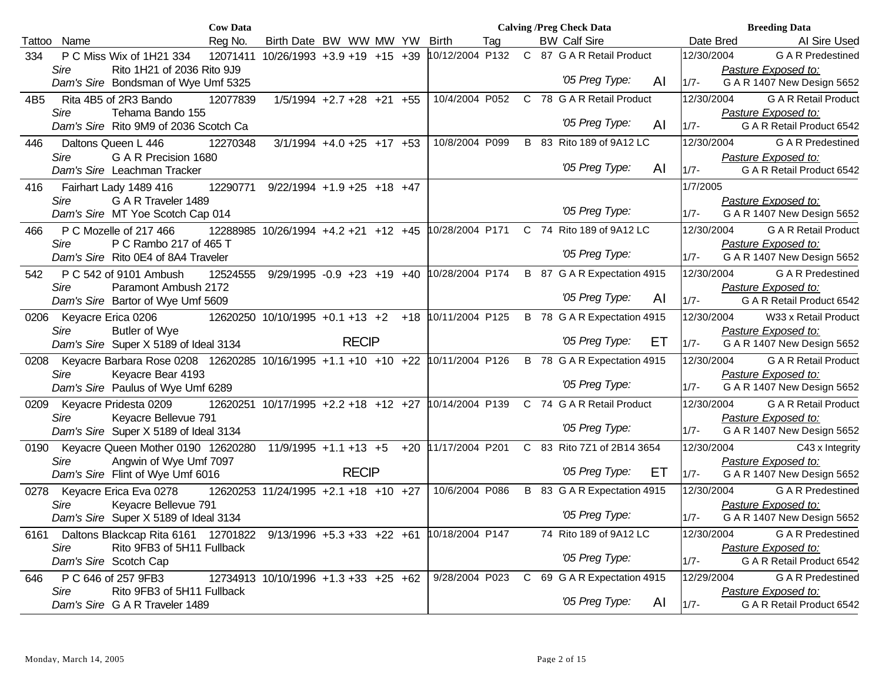| Cow Data | | | | | | | | | Calving /Preg Check Data | | | | | Breeding Data | |
|---|---|---|---|---|---|---|---|---|---|---|---|---|---|---|---|
| Tattoo | Name | Reg No. | Birth Date | BW | WW | MW | YW | Birth | Tag | | BW | Calf Sire | | Date Bred | AI Sire Used |
| 334 | P C Miss Wix of 1H21 334 | 12071411 | 10/26/1993 | +3.9 | +19 | +15 | +39 | 10/12/2004 | P132 | C | 87 | G A R Retail Product | | 12/30/2004 | G A R Predestined |
| | *Sire* Rito 1H21 of 2036 Rito 9J9 | | | | | | | | | | | | | | *Pasture Exposed to:* |
| | *Dam's Sire* Bondsman of Wye Umf 5325 | | | | | | | | | | | *'05 Preg Type:* | AI | 1/7- | G A R 1407 New Design 5652 |
| 4B5 | Rita 4B5 of 2R3 Bando | 12077839 | 1/5/1994 | +2.7 | +28 | +21 | +55 | 10/4/2004 | P052 | C | 78 | G A R Retail Product | | 12/30/2004 | G A R Retail Product |
| | *Sire* Tehama Bando 155 | | | | | | | | | | | | | | *Pasture Exposed to:* |
| | *Dam's Sire* Rito 9M9 of 2036 Scotch Ca | | | | | | | | | | | *'05 Preg Type:* | AI | 1/7- | G A R Retail Product 6542 |
| 446 | Daltons Queen L 446 | 12270348 | 3/1/1994 | +4.0 | +25 | +17 | +53 | 10/8/2004 | P099 | B | 83 | Rito 189 of 9A12 LC | | 12/30/2004 | G A R Predestined |
| | *Sire* G A R Precision 1680 | | | | | | | | | | | | | | *Pasture Exposed to:* |
| | *Dam's Sire* Leachman Tracker | | | | | | | | | | | *'05 Preg Type:* | AI | 1/7- | G A R Retail Product 6542 |
| 416 | Fairhart Lady 1489 416 | 12290771 | 9/22/1994 | +1.9 | +25 | +18 | +47 | | | | | | | 1/7/2005 | |
| | *Sire* G A R Traveler 1489 | | | | | | | | | | | | | | *Pasture Exposed to:* |
| | *Dam's Sire* MT Yoe Scotch Cap 014 | | | | | | | | | | | *'05 Preg Type:* | | 1/7- | G A R 1407 New Design 5652 |
| 466 | P C Mozelle of 217 466 | 12288985 | 10/26/1994 | +4.2 | +21 | +12 | +45 | 10/28/2004 | P171 | C | 74 | Rito 189 of 9A12 LC | | 12/30/2004 | G A R Retail Product |
| | *Sire* P C Rambo 217 of 465 T | | | | | | | | | | | | | | *Pasture Exposed to:* |
| | *Dam's Sire* Rito 0E4 of 8A4 Traveler | | | | | | | | | | | *'05 Preg Type:* | | 1/7- | G A R 1407 New Design 5652 |
| 542 | P C 542 of 9101 Ambush | 12524555 | 9/29/1995 | -0.9 | +23 | +19 | +40 | 10/28/2004 | P174 | B | 87 | G A R Expectation 4915 | | 12/30/2004 | G A R Predestined |
| | *Sire* Paramont Ambush 2172 | | | | | | | | | | | | | | *Pasture Exposed to:* |
| | *Dam's Sire* Bartor of Wye Umf 5609 | | | | | | | | | | | *'05 Preg Type:* | AI | 1/7- | G A R Retail Product 6542 |
| 0206 | Keyacre Erica 0206 | 12620250 | 10/10/1995 | +0.1 | +13 | +2 | +18 | 10/11/2004 | P125 | B | 78 | G A R Expectation 4915 | | 12/30/2004 | W33 x Retail Product |
| | *Sire* Butler of Wye | | | | | | | | | | | | | | *Pasture Exposed to:* |
| | *Dam's Sire* Super X 5189 of Ideal 3134 | | | | RECIP | | | | | | | *'05 Preg Type:* | ET | 1/7- | G A R 1407 New Design 5652 |
| 0208 | Keyacre Barbara Rose 0208 | 12620285 | 10/16/1995 | +1.1 | +10 | +10 | +22 | 10/11/2004 | P126 | B | 78 | G A R Expectation 4915 | | 12/30/2004 | G A R Retail Product |
| | *Sire* Keyacre Bear 4193 | | | | | | | | | | | | | | *Pasture Exposed to:* |
| | *Dam's Sire* Paulus of Wye Umf 6289 | | | | | | | | | | | *'05 Preg Type:* | | 1/7- | G A R 1407 New Design 5652 |
| 0209 | Keyacre Pridesta 0209 | 12620251 | 10/17/1995 | +2.2 | +18 | +12 | +27 | 10/14/2004 | P139 | C | 74 | G A R Retail Product | | 12/30/2004 | G A R Retail Product |
| | *Sire* Keyacre Bellevue 791 | | | | | | | | | | | | | | *Pasture Exposed to:* |
| | *Dam's Sire* Super X 5189 of Ideal 3134 | | | | | | | | | | | *'05 Preg Type:* | | 1/7- | G A R 1407 New Design 5652 |
| 0190 | Keyacre Queen Mother 0190 | 12620280 | 11/9/1995 | +1.1 | +13 | +5 | +20 | 11/17/2004 | P201 | C | 83 | Rito 7Z1 of 2B14 3654 | | 12/30/2004 | C43 x Integrity |
| | *Sire* Angwin of Wye Umf 7097 | | | | | | | | | | | | | | *Pasture Exposed to:* |
| | *Dam's Sire* Flint of Wye Umf 6016 | | | | RECIP | | | | | | | *'05 Preg Type:* | ET | 1/7- | G A R 1407 New Design 5652 |
| 0278 | Keyacre Erica Eva 0278 | 12620253 | 11/24/1995 | +2.1 | +18 | +10 | +27 | 10/6/2004 | P086 | B | 83 | G A R Expectation 4915 | | 12/30/2004 | G A R Predestined |
| | *Sire* Keyacre Bellevue 791 | | | | | | | | | | | | | | *Pasture Exposed to:* |
| | *Dam's Sire* Super X 5189 of Ideal 3134 | | | | | | | | | | | *'05 Preg Type:* | | 1/7- | G A R 1407 New Design 5652 |
| 6161 | Daltons Blackcap Rita 6161 | 12701822 | 9/13/1996 | +5.3 | +33 | +22 | +61 | 10/18/2004 | P147 | | 74 | Rito 189 of 9A12 LC | | 12/30/2004 | G A R Predestined |
| | *Sire* Rito 9FB3 of 5H11 Fullback | | | | | | | | | | | | | | *Pasture Exposed to:* |
| | *Dam's Sire* Scotch Cap | | | | | | | | | | | *'05 Preg Type:* | | 1/7- | G A R Retail Product 6542 |
| 646 | P C 646 of 257 9FB3 | 12734913 | 10/10/1996 | +1.3 | +33 | +25 | +62 | 9/28/2004 | P023 | C | 69 | G A R Expectation 4915 | | 12/29/2004 | G A R Predestined |
| | *Sire* Rito 9FB3 of 5H11 Fullback | | | | | | | | | | | | | | *Pasture Exposed to:* |
| | *Dam's Sire* G A R Traveler 1489 | | | | | | | | | | | *'05 Preg Type:* | AI | 1/7- | G A R Retail Product 6542 |

Monday, March 14, 2005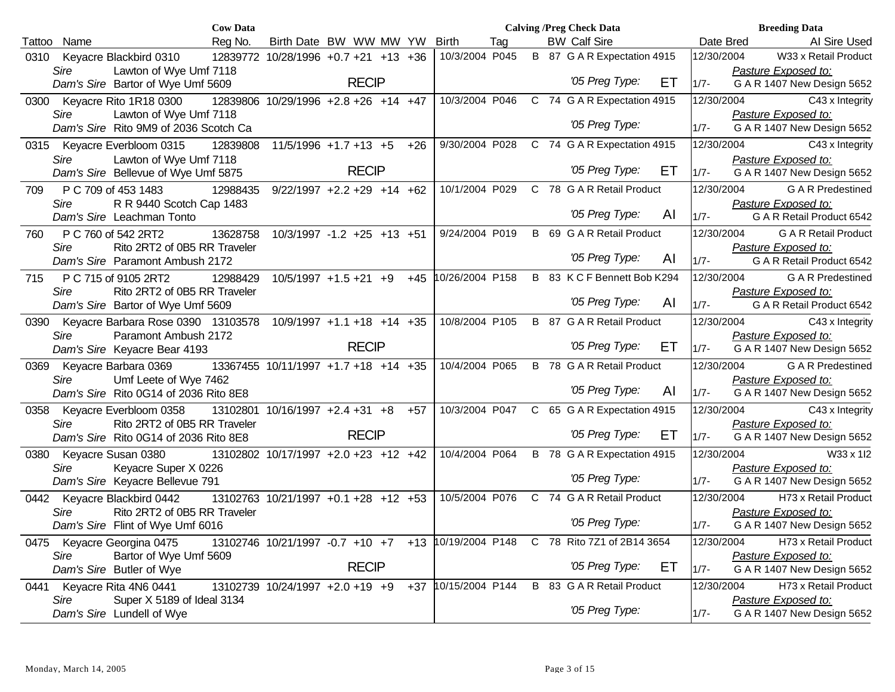| Cow Data | | | | | | | | Calving /Preg Check Data | | | | | Breeding Data | |
|---|---|---|---|---|---|---|---|---|---|---|---|---|---|---|
| Tattoo | Name | Reg No. | Birth Date | BW | WW | MW | YW | Birth | Tag | | BW | Calf Sire | Date Bred | AI Sire Used |
| 0310 | Keyacre Blackbird 0310 | 12839772 | 10/28/1996 | +0.7 | +21 | +13 | +36 | 10/3/2004 | P045 | B | 87 | G A R Expectation 4915 | 12/30/2004 | W33 x Retail Product |
| | *Sire* Lawton of Wye Umf 7118 | | | | | | | | | | | | | *Pasture Exposed to:* |
| | *Dam's Sire* Bartor of Wye Umf 5609 | | | | RECIP | | | | | | | *'05 Preg Type:* ET | 1/7- | G A R 1407 New Design 5652 |
| 0300 | Keyacre Rito 1R18 0300 | 12839806 | 10/29/1996 | +2.8 | +26 | +14 | +47 | 10/3/2004 | P046 | C | 74 | G A R Expectation 4915 | 12/30/2004 | C43 x Integrity |
| | *Sire* Lawton of Wye Umf 7118 | | | | | | | | | | | | | *Pasture Exposed to:* |
| | *Dam's Sire* Rito 9M9 of 2036 Scotch Ca | | | | | | | | | | | *'05 Preg Type:* | 1/7- | G A R 1407 New Design 5652 |
| 0315 | Keyacre Everbloom 0315 | 12839808 | 11/5/1996 | +1.7 | +13 | +5 | +26 | 9/30/2004 | P028 | C | 74 | G A R Expectation 4915 | 12/30/2004 | C43 x Integrity |
| | *Sire* Lawton of Wye Umf 7118 | | | | | | | | | | | | | *Pasture Exposed to:* |
| | *Dam's Sire* Bellevue of Wye Umf 5875 | | | | RECIP | | | | | | | *'05 Preg Type:* ET | 1/7- | G A R 1407 New Design 5652 |
| 709 | P C 709 of 453 1483 | 12988435 | 9/22/1997 | +2.2 | +29 | +14 | +62 | 10/1/2004 | P029 | C | 78 | G A R Retail Product | 12/30/2004 | G A R Predestined |
| | *Sire* R R 9440 Scotch Cap 1483 | | | | | | | | | | | | | *Pasture Exposed to:* |
| | *Dam's Sire* Leachman Tonto | | | | | | | | | | | *'05 Preg Type:* AI | 1/7- | G A R Retail Product 6542 |
| 760 | P C 760 of 542 2RT2 | 13628758 | 10/3/1997 | -1.2 | +25 | +13 | +51 | 9/24/2004 | P019 | B | 69 | G A R Retail Product | 12/30/2004 | G A R Retail Product |
| | *Sire* Rito 2RT2 of 0B5 RR Traveler | | | | | | | | | | | | | *Pasture Exposed to:* |
| | *Dam's Sire* Paramont Ambush 2172 | | | | | | | | | | | *'05 Preg Type:* AI | 1/7- | G A R Retail Product 6542 |
| 715 | P C 715 of 9105 2RT2 | 12988429 | 10/5/1997 | +1.5 | +21 | +9 | +45 | 10/26/2004 | P158 | B | 83 | K C F Bennett Bob K294 | 12/30/2004 | G A R Predestined |
| | *Sire* Rito 2RT2 of 0B5 RR Traveler | | | | | | | | | | | | | *Pasture Exposed to:* |
| | *Dam's Sire* Bartor of Wye Umf 5609 | | | | | | | | | | | *'05 Preg Type:* AI | 1/7- | G A R Retail Product 6542 |
| 0390 | Keyacre Barbara Rose 0390 | 13103578 | 10/9/1997 | +1.1 | +18 | +14 | +35 | 10/8/2004 | P105 | B | 87 | G A R Retail Product | 12/30/2004 | C43 x Integrity |
| | *Sire* Paramont Ambush 2172 | | | | | | | | | | | | | *Pasture Exposed to:* |
| | *Dam's Sire* Keyacre Bear 4193 | | | | RECIP | | | | | | | *'05 Preg Type:* ET | 1/7- | G A R 1407 New Design 5652 |
| 0369 | Keyacre Barbara 0369 | 13367455 | 10/11/1997 | +1.7 | +18 | +14 | +35 | 10/4/2004 | P065 | B | 78 | G A R Retail Product | 12/30/2004 | G A R Predestined |
| | *Sire* Umf Leete of Wye 7462 | | | | | | | | | | | | | *Pasture Exposed to:* |
| | *Dam's Sire* Rito 0G14 of 2036 Rito 8E8 | | | | | | | | | | | *'05 Preg Type:* AI | 1/7- | G A R 1407 New Design 5652 |
| 0358 | Keyacre Everbloom 0358 | 13102801 | 10/16/1997 | +2.4 | +31 | +8 | +57 | 10/3/2004 | P047 | C | 65 | G A R Expectation 4915 | 12/30/2004 | C43 x Integrity |
| | *Sire* Rito 2RT2 of 0B5 RR Traveler | | | | | | | | | | | | | *Pasture Exposed to:* |
| | *Dam's Sire* Rito 0G14 of 2036 Rito 8E8 | | | | RECIP | | | | | | | *'05 Preg Type:* ET | 1/7- | G A R 1407 New Design 5652 |
| 0380 | Keyacre Susan 0380 | 13102802 | 10/17/1997 | +2.0 | +23 | +12 | +42 | 10/4/2004 | P064 | B | 78 | G A R Expectation 4915 | 12/30/2004 | W33 x 1I2 |
| | *Sire* Keyacre Super X 0226 | | | | | | | | | | | | | *Pasture Exposed to:* |
| | *Dam's Sire* Keyacre Bellevue 791 | | | | | | | | | | | *'05 Preg Type:* | 1/7- | G A R 1407 New Design 5652 |
| 0442 | Keyacre Blackbird 0442 | 13102763 | 10/21/1997 | +0.1 | +28 | +12 | +53 | 10/5/2004 | P076 | C | 74 | G A R Retail Product | 12/30/2004 | H73 x Retail Product |
| | *Sire* Rito 2RT2 of 0B5 RR Traveler | | | | | | | | | | | | | *Pasture Exposed to:* |
| | *Dam's Sire* Flint of Wye Umf 6016 | | | | | | | | | | | *'05 Preg Type:* | 1/7- | G A R 1407 New Design 5652 |
| 0475 | Keyacre Georgina 0475 | 13102746 | 10/21/1997 | -0.7 | +10 | +7 | +13 | 10/19/2004 | P148 | C | 78 | Rito 7Z1 of 2B14 3654 | 12/30/2004 | H73 x Retail Product |
| | *Sire* Bartor of Wye Umf 5609 | | | | | | | | | | | | | *Pasture Exposed to:* |
| | *Dam's Sire* Butler of Wye | | | | RECIP | | | | | | | *'05 Preg Type:* ET | 1/7- | G A R 1407 New Design 5652 |
| 0441 | Keyacre Rita 4N6 0441 | 13102739 | 10/24/1997 | +2.0 | +19 | +9 | +37 | 10/15/2004 | P144 | B | 83 | G A R Retail Product | 12/30/2004 | H73 x Retail Product |
| | *Sire* Super X 5189 of Ideal 3134 | | | | | | | | | | | | | *Pasture Exposed to:* |
| | *Dam's Sire* Lundell of Wye | | | | | | | | | | | *'05 Preg Type:* | 1/7- | G A R 1407 New Design 5652 |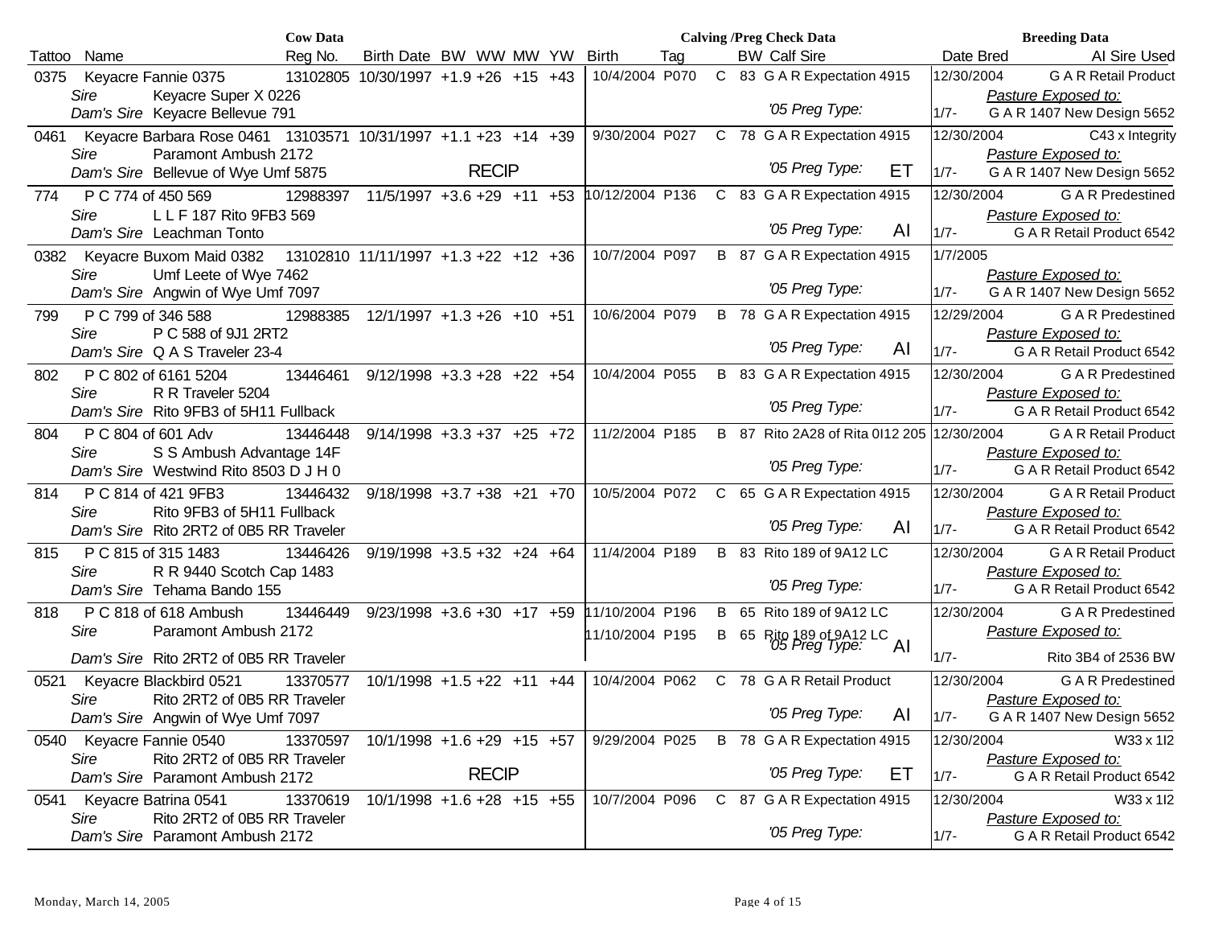| Cow Data | | | | | | | | | Calving /Preg Check Data | | | | | Breeding Data | |
|---|---|---|---|---|---|---|---|---|---|---|---|---|---|---|---|
| Tattoo | Name | Reg No. | Birth Date | BW | WW | MW | YW | Birth | Tag | | BW | Calf Sire | | Date Bred | AI Sire Used |
| 0375 | Keyacre Fannie 0375 | 13102805 | 10/30/1997 | +1.9 | +26 | +15 | +43 | 10/4/2004 | P070 | C | 83 | G A R Expectation 4915 | | 12/30/2004 | G A R Retail Product |
| | *Sire* Keyacre Super X 0226 | | | | | | | | | | | | | | *Pasture Exposed to:* |
| | *Dam's Sire* Keyacre Bellevue 791 | | | | | | | | | | | *'05 Preg Type:* | | 1/7- | G A R 1407 New Design 5652 |
| 0461 | Keyacre Barbara Rose 0461 | 13103571 | 10/31/1997 | +1.1 | +23 | +14 | +39 | 9/30/2004 | P027 | C | 78 | G A R Expectation 4915 | | 12/30/2004 | C43 x Integrity |
| | *Sire* Paramont Ambush 2172 | | | | | | | | | | | | | | *Pasture Exposed to:* |
| | *Dam's Sire* Bellevue of Wye Umf 5875 | | | | RECIP | | | | | | | *'05 Preg Type:* | ET | 1/7- | G A R 1407 New Design 5652 |
| 774 | P C 774 of 450 569 | 12988397 | 11/5/1997 | +3.6 | +29 | +11 | +53 | 10/12/2004 | P136 | C | 83 | G A R Expectation 4915 | | 12/30/2004 | G A R Predestined |
| | *Sire* L L F 187 Rito 9FB3 569 | | | | | | | | | | | | | | *Pasture Exposed to:* |
| | *Dam's Sire* Leachman Tonto | | | | | | | | | | | *'05 Preg Type:* | AI | 1/7- | G A R Retail Product 6542 |
| 0382 | Keyacre Buxom Maid 0382 | 13102810 | 11/11/1997 | +1.3 | +22 | +12 | +36 | 10/7/2004 | P097 | B | 87 | G A R Expectation 4915 | | 1/7/2005 | |
| | *Sire* Umf Leete of Wye 7462 | | | | | | | | | | | | | | *Pasture Exposed to:* |
| | *Dam's Sire* Angwin of Wye Umf 7097 | | | | | | | | | | | *'05 Preg Type:* | | 1/7- | G A R 1407 New Design 5652 |
| 799 | P C 799 of 346 588 | 12988385 | 12/1/1997 | +1.3 | +26 | +10 | +51 | 10/6/2004 | P079 | B | 78 | G A R Expectation 4915 | | 12/29/2004 | G A R Predestined |
| | *Sire* P C 588 of 9J1 2RT2 | | | | | | | | | | | | | | *Pasture Exposed to:* |
| | *Dam's Sire* Q A S Traveler 23-4 | | | | | | | | | | | *'05 Preg Type:* | AI | 1/7- | G A R Retail Product 6542 |
| 802 | P C 802 of 6161 5204 | 13446461 | 9/12/1998 | +3.3 | +28 | +22 | +54 | 10/4/2004 | P055 | B | 83 | G A R Expectation 4915 | | 12/30/2004 | G A R Predestined |
| | *Sire* R R Traveler 5204 | | | | | | | | | | | | | | *Pasture Exposed to:* |
| | *Dam's Sire* Rito 9FB3 of 5H11 Fullback | | | | | | | | | | | *'05 Preg Type:* | | 1/7- | G A R Retail Product 6542 |
| 804 | P C 804 of 601 Adv | 13446448 | 9/14/1998 | +3.3 | +37 | +25 | +72 | 11/2/2004 | P185 | B | 87 | Rito 2A28 of Rita 0I12 205 | | 12/30/2004 | G A R Retail Product |
| | *Sire* S S Ambush Advantage 14F | | | | | | | | | | | | | | *Pasture Exposed to:* |
| | *Dam's Sire* Westwind Rito 8503 D J H 0 | | | | | | | | | | | *'05 Preg Type:* | | 1/7- | G A R Retail Product 6542 |
| 814 | P C 814 of 421 9FB3 | 13446432 | 9/18/1998 | +3.7 | +38 | +21 | +70 | 10/5/2004 | P072 | C | 65 | G A R Expectation 4915 | | 12/30/2004 | G A R Retail Product |
| | *Sire* Rito 9FB3 of 5H11 Fullback | | | | | | | | | | | | | | *Pasture Exposed to:* |
| | *Dam's Sire* Rito 2RT2 of 0B5 RR Traveler | | | | | | | | | | | *'05 Preg Type:* | AI | 1/7- | G A R Retail Product 6542 |
| 815 | P C 815 of 315 1483 | 13446426 | 9/19/1998 | +3.5 | +32 | +24 | +64 | 11/4/2004 | P189 | B | 83 | Rito 189 of 9A12 LC | | 12/30/2004 | G A R Retail Product |
| | *Sire* R R 9440 Scotch Cap 1483 | | | | | | | | | | | | | | *Pasture Exposed to:* |
| | *Dam's Sire* Tehama Bando 155 | | | | | | | | | | | *'05 Preg Type:* | | 1/7- | G A R Retail Product 6542 |
| 818 | P C 818 of 618 Ambush | 13446449 | 9/23/1998 | +3.6 | +30 | +17 | +59 | 11/10/2004 | P196 | B | 65 | Rito 189 of 9A12 LC | | 12/30/2004 | G A R Predestined |
| | *Sire* Paramont Ambush 2172 | | | | | | | 11/10/2004 | P195 | B | 65 | Rito 189 of 9A12 LC | | | *Pasture Exposed to:* |
| | *Dam's Sire* Rito 2RT2 of 0B5 RR Traveler | | | | | | | | | | | *'05 Preg Type:* | AI | 1/7- | Rito 3B4 of 2536 BW |
| 0521 | Keyacre Blackbird 0521 | 13370577 | 10/1/1998 | +1.5 | +22 | +11 | +44 | 10/4/2004 | P062 | C | 78 | G A R Retail Product | | 12/30/2004 | G A R Predestined |
| | *Sire* Rito 2RT2 of 0B5 RR Traveler | | | | | | | | | | | | | | *Pasture Exposed to:* |
| | *Dam's Sire* Angwin of Wye Umf 7097 | | | | | | | | | | | *'05 Preg Type:* | AI | 1/7- | G A R 1407 New Design 5652 |
| 0540 | Keyacre Fannie 0540 | 13370597 | 10/1/1998 | +1.6 | +29 | +15 | +57 | 9/29/2004 | P025 | B | 78 | G A R Expectation 4915 | | 12/30/2004 | W33 x 1I2 |
| | *Sire* Rito 2RT2 of 0B5 RR Traveler | | | | | | | | | | | | | | *Pasture Exposed to:* |
| | *Dam's Sire* Paramont Ambush 2172 | | | | RECIP | | | | | | | *'05 Preg Type:* | ET | 1/7- | G A R Retail Product 6542 |
| 0541 | Keyacre Batrina 0541 | 13370619 | 10/1/1998 | +1.6 | +28 | +15 | +55 | 10/7/2004 | P096 | C | 87 | G A R Expectation 4915 | | 12/30/2004 | W33 x 1I2 |
| | *Sire* Rito 2RT2 of 0B5 RR Traveler | | | | | | | | | | | | | | *Pasture Exposed to:* |
| | *Dam's Sire* Paramont Ambush 2172 | | | | | | | | | | | *'05 Preg Type:* | | 1/7- | G A R Retail Product 6542 |

Monday, March 14, 2005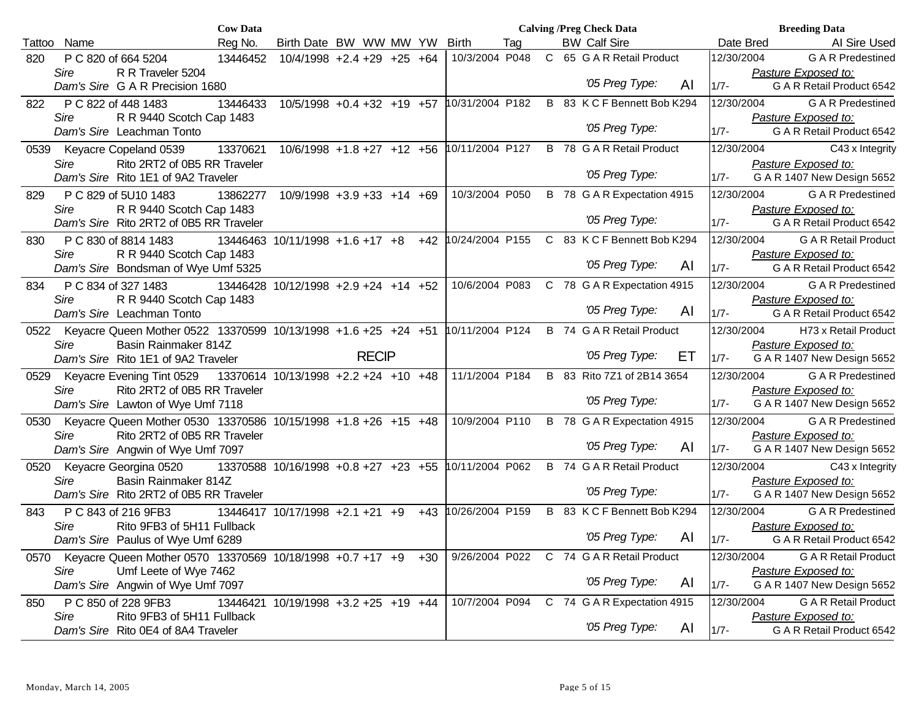| Tattoo | Name | Reg No. | Birth Date | BW | WW | MW | YW | Birth | Tag | | BW | Calf Sire | | Date Bred | AI Sire Used |
|---|---|---|---|---|---|---|---|---|---|---|---|---|---|---|---|
| | **Cow Data** | | | | | | | **Calving /Preg Check Data** | | | | | | **Breeding Data** | |
| 820 | P C 820 of 664 5204 | 13446452 | 10/4/1998 | +2.4 | +29 | +25 | +64 | 10/3/2004 | P048 | C | 65 | G A R Retail Product | | 12/30/2004 | G A R Predestined |
| | *Sire* R R Traveler 5204 | | | | | | | | | | | | | | *Pasture Exposed to:* |
| | *Dam's Sire* G A R Precision 1680 | | | | | | | | | | | *'05 Preg Type:* | AI | 1/7- | G A R Retail Product 6542 |
| 822 | P C 822 of 448 1483 | 13446433 | 10/5/1998 | +0.4 | +32 | +19 | +57 | 10/31/2004 | P182 | B | 83 | K C F Bennett Bob K294 | | 12/30/2004 | G A R Predestined |
| | *Sire* R R 9440 Scotch Cap 1483 | | | | | | | | | | | | | | *Pasture Exposed to:* |
| | *Dam's Sire* Leachman Tonto | | | | | | | | | | | *'05 Preg Type:* | | 1/7- | G A R Retail Product 6542 |
| 0539 | Keyacre Copeland 0539 | 13370621 | 10/6/1998 | +1.8 | +27 | +12 | +56 | 10/11/2004 | P127 | B | 78 | G A R Retail Product | | 12/30/2004 | C43 x Integrity |
| | *Sire* Rito 2RT2 of 0B5 RR Traveler | | | | | | | | | | | | | | *Pasture Exposed to:* |
| | *Dam's Sire* Rito 1E1 of 9A2 Traveler | | | | | | | | | | | *'05 Preg Type:* | | 1/7- | G A R 1407 New Design 5652 |
| 829 | P C 829 of 5U10 1483 | 13862277 | 10/9/1998 | +3.9 | +33 | +14 | +69 | 10/3/2004 | P050 | B | 78 | G A R Expectation 4915 | | 12/30/2004 | G A R Predestined |
| | *Sire* R R 9440 Scotch Cap 1483 | | | | | | | | | | | | | | *Pasture Exposed to:* |
| | *Dam's Sire* Rito 2RT2 of 0B5 RR Traveler | | | | | | | | | | | *'05 Preg Type:* | | 1/7- | G A R Retail Product 6542 |
| 830 | P C 830 of 8814 1483 | 13446463 | 10/11/1998 | +1.6 | +17 | +8 | +42 | 10/24/2004 | P155 | C | 83 | K C F Bennett Bob K294 | | 12/30/2004 | G A R Retail Product |
| | *Sire* R R 9440 Scotch Cap 1483 | | | | | | | | | | | | | | *Pasture Exposed to:* |
| | *Dam's Sire* Bondsman of Wye Umf 5325 | | | | | | | | | | | *'05 Preg Type:* | AI | 1/7- | G A R Retail Product 6542 |
| 834 | P C 834 of 327 1483 | 13446428 | 10/12/1998 | +2.9 | +24 | +14 | +52 | 10/6/2004 | P083 | C | 78 | G A R Expectation 4915 | | 12/30/2004 | G A R Predestined |
| | *Sire* R R 9440 Scotch Cap 1483 | | | | | | | | | | | | | | *Pasture Exposed to:* |
| | *Dam's Sire* Leachman Tonto | | | | | | | | | | | *'05 Preg Type:* | AI | 1/7- | G A R Retail Product 6542 |
| 0522 | Keyacre Queen Mother 0522 | 13370599 | 10/13/1998 | +1.6 | +25 | +24 | +51 | 10/11/2004 | P124 | B | 74 | G A R Retail Product | | 12/30/2004 | H73 x Retail Product |
| | *Sire* Basin Rainmaker 814Z | | | | | | | | | | | | | | *Pasture Exposed to:* |
| | *Dam's Sire* Rito 1E1 of 9A2 Traveler | | | | RECIP | | | | | | | *'05 Preg Type:* | ET | 1/7- | G A R 1407 New Design 5652 |
| 0529 | Keyacre Evening Tint 0529 | 13370614 | 10/13/1998 | +2.2 | +24 | +10 | +48 | 11/1/2004 | P184 | B | 83 | Rito 7Z1 of 2B14 3654 | | 12/30/2004 | G A R Predestined |
| | *Sire* Rito 2RT2 of 0B5 RR Traveler | | | | | | | | | | | | | | *Pasture Exposed to:* |
| | *Dam's Sire* Lawton of Wye Umf 7118 | | | | | | | | | | | *'05 Preg Type:* | | 1/7- | G A R 1407 New Design 5652 |
| 0530 | Keyacre Queen Mother 0530 | 13370586 | 10/15/1998 | +1.8 | +26 | +15 | +48 | 10/9/2004 | P110 | B | 78 | G A R Expectation 4915 | | 12/30/2004 | G A R Predestined |
| | *Sire* Rito 2RT2 of 0B5 RR Traveler | | | | | | | | | | | | | | *Pasture Exposed to:* |
| | *Dam's Sire* Angwin of Wye Umf 7097 | | | | | | | | | | | *'05 Preg Type:* | AI | 1/7- | G A R 1407 New Design 5652 |
| 0520 | Keyacre Georgina 0520 | 13370588 | 10/16/1998 | +0.8 | +27 | +23 | +55 | 10/11/2004 | P062 | B | 74 | G A R Retail Product | | 12/30/2004 | C43 x Integrity |
| | *Sire* Basin Rainmaker 814Z | | | | | | | | | | | | | | *Pasture Exposed to:* |
| | *Dam's Sire* Rito 2RT2 of 0B5 RR Traveler | | | | | | | | | | | *'05 Preg Type:* | | 1/7- | G A R 1407 New Design 5652 |
| 843 | P C 843 of 216 9FB3 | 13446417 | 10/17/1998 | +2.1 | +21 | +9 | +43 | 10/26/2004 | P159 | B | 83 | K C F Bennett Bob K294 | | 12/30/2004 | G A R Predestined |
| | *Sire* Rito 9FB3 of 5H11 Fullback | | | | | | | | | | | | | | *Pasture Exposed to:* |
| | *Dam's Sire* Paulus of Wye Umf 6289 | | | | | | | | | | | *'05 Preg Type:* | AI | 1/7- | G A R Retail Product 6542 |
| 0570 | Keyacre Queen Mother 0570 | 13370569 | 10/18/1998 | +0.7 | +17 | +9 | +30 | 9/26/2004 | P022 | C | 74 | G A R Retail Product | | 12/30/2004 | G A R Retail Product |
| | *Sire* Umf Leete of Wye 7462 | | | | | | | | | | | | | | *Pasture Exposed to:* |
| | *Dam's Sire* Angwin of Wye Umf 7097 | | | | | | | | | | | *'05 Preg Type:* | AI | 1/7- | G A R 1407 New Design 5652 |
| 850 | P C 850 of 228 9FB3 | 13446421 | 10/19/1998 | +3.2 | +25 | +19 | +44 | 10/7/2004 | P094 | C | 74 | G A R Expectation 4915 | | 12/30/2004 | G A R Retail Product |
| | *Sire* Rito 9FB3 of 5H11 Fullback | | | | | | | | | | | | | | *Pasture Exposed to:* |
| | *Dam's Sire* Rito 0E4 of 8A4 Traveler | | | | | | | | | | | *'05 Preg Type:* | AI | 1/7- | G A R Retail Product 6542 |

Monday, March 14, 2005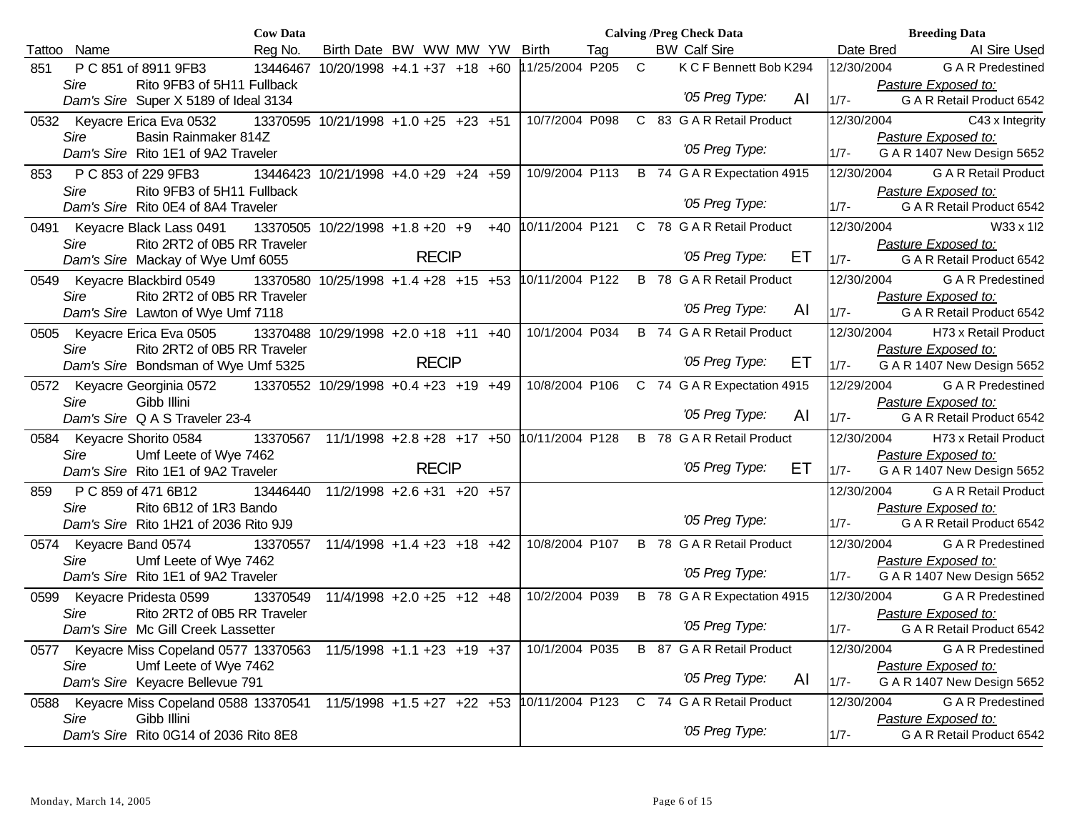| Tattoo | Name | Reg No. | Birth Date | BW | WW | MW | YW | Birth | Tag | | BW | Calf Sire | | Date Bred | AI Sire Used |
|---|---|---|---|---|---|---|---|---|---|---|---|---|---|---|---|
| | **Cow Data** | | | | | | | **Calving /Preg Check Data** | | | | | | **Breeding Data** | |
| 851 | P C 851 of 8911 9FB3 | 13446467 | 10/20/1998 | +4.1 | +37 | +18 | +60 | 11/25/2004 | P205 | C | | K C F Bennett Bob K294 | | 12/30/2004 | G A R Predestined |
| | *Sire* Rito 9FB3 of 5H11 Fullback | | | | | | | | | | | | | | *Pasture Exposed to:* |
| | *Dam's Sire* Super X 5189 of Ideal 3134 | | | | | | | | | | | '05 Preg Type: | AI | 1/7- | G A R Retail Product 6542 |
| 0532 | Keyacre Erica Eva 0532 | 13370595 | 10/21/1998 | +1.0 | +25 | +23 | +51 | 10/7/2004 | P098 | C | 83 | G A R Retail Product | | 12/30/2004 | C43 x Integrity |
| | *Sire* Basin Rainmaker 814Z | | | | | | | | | | | | | | *Pasture Exposed to:* |
| | *Dam's Sire* Rito 1E1 of 9A2 Traveler | | | | | | | | | | | '05 Preg Type: | | 1/7- | G A R 1407 New Design 5652 |
| 853 | P C 853 of 229 9FB3 | 13446423 | 10/21/1998 | +4.0 | +29 | +24 | +59 | 10/9/2004 | P113 | B | 74 | G A R Expectation 4915 | | 12/30/2004 | G A R Retail Product |
| | *Sire* Rito 9FB3 of 5H11 Fullback | | | | | | | | | | | | | | *Pasture Exposed to:* |
| | *Dam's Sire* Rito 0E4 of 8A4 Traveler | | | | | | | | | | | '05 Preg Type: | | 1/7- | G A R Retail Product 6542 |
| 0491 | Keyacre Black Lass 0491 | 13370505 | 10/22/1998 | +1.8 | +20 | +9 | +40 | 10/11/2004 | P121 | C | 78 | G A R Retail Product | | 12/30/2004 | W33 x 1I2 |
| | *Sire* Rito 2RT2 of 0B5 RR Traveler | | | | | | | | | | | | | | *Pasture Exposed to:* |
| | *Dam's Sire* Mackay of Wye Umf 6055 | | | | RECIP | | | | | | | '05 Preg Type: | ET | 1/7- | G A R Retail Product 6542 |
| 0549 | Keyacre Blackbird 0549 | 13370580 | 10/25/1998 | +1.4 | +28 | +15 | +53 | 10/11/2004 | P122 | B | 78 | G A R Retail Product | | 12/30/2004 | G A R Predestined |
| | *Sire* Rito 2RT2 of 0B5 RR Traveler | | | | | | | | | | | | | | *Pasture Exposed to:* |
| | *Dam's Sire* Lawton of Wye Umf 7118 | | | | | | | | | | | '05 Preg Type: | AI | 1/7- | G A R Retail Product 6542 |
| 0505 | Keyacre Erica Eva 0505 | 13370488 | 10/29/1998 | +2.0 | +18 | +11 | +40 | 10/1/2004 | P034 | B | 74 | G A R Retail Product | | 12/30/2004 | H73 x Retail Product |
| | *Sire* Rito 2RT2 of 0B5 RR Traveler | | | | | | | | | | | | | | *Pasture Exposed to:* |
| | *Dam's Sire* Bondsman of Wye Umf 5325 | | | | RECIP | | | | | | | '05 Preg Type: | ET | 1/7- | G A R 1407 New Design 5652 |
| 0572 | Keyacre Georginia 0572 | 13370552 | 10/29/1998 | +0.4 | +23 | +19 | +49 | 10/8/2004 | P106 | C | 74 | G A R Expectation 4915 | | 12/29/2004 | G A R Predestined |
| | *Sire* Gibb Illini | | | | | | | | | | | | | | *Pasture Exposed to:* |
| | *Dam's Sire* Q A S Traveler 23-4 | | | | | | | | | | | '05 Preg Type: | AI | 1/7- | G A R Retail Product 6542 |
| 0584 | Keyacre Shorito 0584 | 13370567 | 11/1/1998 | +2.8 | +28 | +17 | +50 | 10/11/2004 | P128 | B | 78 | G A R Retail Product | | 12/30/2004 | H73 x Retail Product |
| | *Sire* Umf Leete of Wye 7462 | | | | | | | | | | | | | | *Pasture Exposed to:* |
| | *Dam's Sire* Rito 1E1 of 9A2 Traveler | | | | RECIP | | | | | | | '05 Preg Type: | ET | 1/7- | G A R 1407 New Design 5652 |
| 859 | P C 859 of 471 6B12 | 13446440 | 11/2/1998 | +2.6 | +31 | +20 | +57 | | | | | | | 12/30/2004 | G A R Retail Product |
| | *Sire* Rito 6B12 of 1R3 Bando | | | | | | | | | | | | | | *Pasture Exposed to:* |
| | *Dam's Sire* Rito 1H21 of 2036 Rito 9J9 | | | | | | | | | | | '05 Preg Type: | | 1/7- | G A R Retail Product 6542 |
| 0574 | Keyacre Band 0574 | 13370557 | 11/4/1998 | +1.4 | +23 | +18 | +42 | 10/8/2004 | P107 | B | 78 | G A R Retail Product | | 12/30/2004 | G A R Predestined |
| | *Sire* Umf Leete of Wye 7462 | | | | | | | | | | | | | | *Pasture Exposed to:* |
| | *Dam's Sire* Rito 1E1 of 9A2 Traveler | | | | | | | | | | | '05 Preg Type: | | 1/7- | G A R 1407 New Design 5652 |
| 0599 | Keyacre Pridesta 0599 | 13370549 | 11/4/1998 | +2.0 | +25 | +12 | +48 | 10/2/2004 | P039 | B | 78 | G A R Expectation 4915 | | 12/30/2004 | G A R Predestined |
| | *Sire* Rito 2RT2 of 0B5 RR Traveler | | | | | | | | | | | | | | *Pasture Exposed to:* |
| | *Dam's Sire* Mc Gill Creek Lassetter | | | | | | | | | | | '05 Preg Type: | | 1/7- | G A R Retail Product 6542 |
| 0577 | Keyacre Miss Copeland 0577 | 13370563 | 11/5/1998 | +1.1 | +23 | +19 | +37 | 10/1/2004 | P035 | B | 87 | G A R Retail Product | | 12/30/2004 | G A R Predestined |
| | *Sire* Umf Leete of Wye 7462 | | | | | | | | | | | | | | *Pasture Exposed to:* |
| | *Dam's Sire* Keyacre Bellevue 791 | | | | | | | | | | | '05 Preg Type: | AI | 1/7- | G A R 1407 New Design 5652 |
| 0588 | Keyacre Miss Copeland 0588 | 13370541 | 11/5/1998 | +1.5 | +27 | +22 | +53 | 10/11/2004 | P123 | C | 74 | G A R Retail Product | | 12/30/2004 | G A R Predestined |
| | *Sire* Gibb Illini | | | | | | | | | | | | | | *Pasture Exposed to:* |
| | *Dam's Sire* Rito 0G14 of 2036 Rito 8E8 | | | | | | | | | | | '05 Preg Type: | | 1/7- | G A R Retail Product 6542 |

Monday, March 14, 2005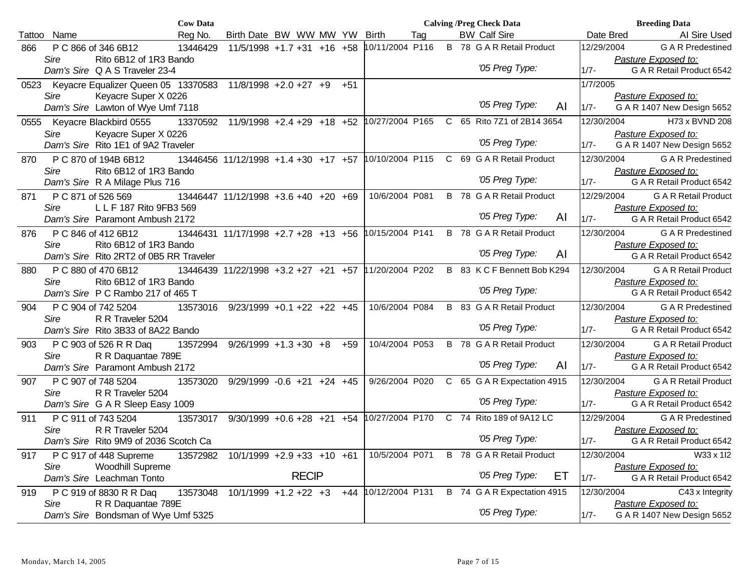| Tattoo | Name | Reg No. | Birth Date | BW | WW | MW | YW | Birth | Tag | | BW | Calf Sire | Date Bred | AI Sire Used |
|---|---|---|---|---|---|---|---|---|---|---|---|---|---|---|
| | **Cow Data** | | | | | | | | **Calving /Preg Check Data** | | | | **Breeding Data** | |
| 866 | P C 866 of 346 6B12 | 13446429 | 11/5/1998 | +1.7 | +31 | +16 | +58 | 10/11/2004 | P116 | B | 78 | G A R Retail Product | 12/29/2004 | G A R Predestined |
| | *Sire* Rito 6B12 of 1R3 Bando | | | | | | | | | | | | | *Pasture Exposed to:* |
| | *Dam's Sire* Q A S Traveler 23-4 | | | | | | | | | | | *'05 Preg Type:* | 1/7- | G A R Retail Product 6542 |
| 0523 | Keyacre Equalizer Queen 05 | 13370583 | 11/8/1998 | +2.0 | +27 | +9 | +51 | | | | | | 1/7/2005 | |
| | *Sire* Keyacre Super X 0226 | | | | | | | | | | | | | *Pasture Exposed to:* |
| | *Dam's Sire* Lawton of Wye Umf 7118 | | | | | | | | | | | *'05 Preg Type:* AI | 1/7- | G A R 1407 New Design 5652 |
| 0555 | Keyacre Blackbird 0555 | 13370592 | 11/9/1998 | +2.4 | +29 | +18 | +52 | 10/27/2004 | P165 | C | 65 | Rito 7Z1 of 2B14 3654 | 12/30/2004 | H73 x BVND 208 |
| | *Sire* Keyacre Super X 0226 | | | | | | | | | | | | | *Pasture Exposed to:* |
| | *Dam's Sire* Rito 1E1 of 9A2 Traveler | | | | | | | | | | | *'05 Preg Type:* | 1/7- | G A R 1407 New Design 5652 |
| 870 | P C 870 of 194B 6B12 | 13446456 | 11/12/1998 | +1.4 | +30 | +17 | +57 | 10/10/2004 | P115 | C | 69 | G A R Retail Product | 12/30/2004 | G A R Predestined |
| | *Sire* Rito 6B12 of 1R3 Bando | | | | | | | | | | | | | *Pasture Exposed to:* |
| | *Dam's Sire* R A Milage Plus 716 | | | | | | | | | | | *'05 Preg Type:* | 1/7- | G A R Retail Product 6542 |
| 871 | P C 871 of 526 569 | 13446447 | 11/12/1998 | +3.6 | +40 | +20 | +69 | 10/6/2004 | P081 | B | 78 | G A R Retail Product | 12/29/2004 | G A R Retail Product |
| | *Sire* L L F 187 Rito 9FB3 569 | | | | | | | | | | | | | *Pasture Exposed to:* |
| | *Dam's Sire* Paramont Ambush 2172 | | | | | | | | | | | *'05 Preg Type:* AI | 1/7- | G A R Retail Product 6542 |
| 876 | P C 846 of 412 6B12 | 13446431 | 11/17/1998 | +2.7 | +28 | +13 | +56 | 10/15/2004 | P141 | B | 78 | G A R Retail Product | 12/30/2004 | G A R Predestined |
| | *Sire* Rito 6B12 of 1R3 Bando | | | | | | | | | | | | | *Pasture Exposed to:* |
| | *Dam's Sire* Rito 2RT2 of 0B5 RR Traveler | | | | | | | | | | | *'05 Preg Type:* AI | | G A R Retail Product 6542 |
| 880 | P C 880 of 470 6B12 | 13446439 | 11/22/1998 | +3.2 | +27 | +21 | +57 | 11/20/2004 | P202 | B | 83 | K C F Bennett Bob K294 | 12/30/2004 | G A R Retail Product |
| | *Sire* Rito 6B12 of 1R3 Bando | | | | | | | | | | | | | *Pasture Exposed to:* |
| | *Dam's Sire* P C Rambo 217 of 465 T | | | | | | | | | | | *'05 Preg Type:* | | G A R Retail Product 6542 |
| 904 | P C 904 of 742 5204 | 13573016 | 9/23/1999 | +0.1 | +22 | +22 | +45 | 10/6/2004 | P084 | B | 83 | G A R Retail Product | 12/30/2004 | G A R Predestined |
| | *Sire* R R Traveler 5204 | | | | | | | | | | | | | *Pasture Exposed to:* |
| | *Dam's Sire* Rito 3B33 of 8A22 Bando | | | | | | | | | | | *'05 Preg Type:* | 1/7- | G A R Retail Product 6542 |
| 903 | P C 903 of 526 R R Daq | 13572994 | 9/26/1999 | +1.3 | +30 | +8 | +59 | 10/4/2004 | P053 | B | 78 | G A R Retail Product | 12/30/2004 | G A R Retail Product |
| | *Sire* R R Daquantae 789E | | | | | | | | | | | | | *Pasture Exposed to:* |
| | *Dam's Sire* Paramont Ambush 2172 | | | | | | | | | | | *'05 Preg Type:* AI | 1/7- | G A R Retail Product 6542 |
| 907 | P C 907 of 748 5204 | 13573020 | 9/29/1999 | -0.6 | +21 | +24 | +45 | 9/26/2004 | P020 | C | 65 | G A R Expectation 4915 | 12/30/2004 | G A R Retail Product |
| | *Sire* R R Traveler 5204 | | | | | | | | | | | | | *Pasture Exposed to:* |
| | *Dam's Sire* G A R Sleep Easy 1009 | | | | | | | | | | | *'05 Preg Type:* | 1/7- | G A R Retail Product 6542 |
| 911 | P C 911 of 743 5204 | 13573017 | 9/30/1999 | +0.6 | +28 | +21 | +54 | 10/27/2004 | P170 | C | 74 | Rito 189 of 9A12 LC | 12/29/2004 | G A R Predestined |
| | *Sire* R R Traveler 5204 | | | | | | | | | | | | | *Pasture Exposed to:* |
| | *Dam's Sire* Rito 9M9 of 2036 Scotch Ca | | | | | | | | | | | *'05 Preg Type:* | 1/7- | G A R Retail Product 6542 |
| 917 | P C 917 of 448 Supreme | 13572982 | 10/1/1999 | +2.9 | +33 | +10 | +61 | 10/5/2004 | P071 | B | 78 | G A R Retail Product | 12/30/2004 | W33 x 1I2 |
| | *Sire* Woodhill Supreme | | | | | | | | | | | | | *Pasture Exposed to:* |
| | *Dam's Sire* Leachman Tonto | | | | RECIP | | | | | | | *'05 Preg Type:* ET | 1/7- | G A R Retail Product 6542 |
| 919 | P C 919 of 8830 R R Daq | 13573048 | 10/1/1999 | +1.2 | +22 | +3 | +44 | 10/12/2004 | P131 | B | 74 | G A R Expectation 4915 | 12/30/2004 | C43 x Integrity |
| | *Sire* R R Daquantae 789E | | | | | | | | | | | | | *Pasture Exposed to:* |
| | *Dam's Sire* Bondsman of Wye Umf 5325 | | | | | | | | | | | *'05 Preg Type:* | 1/7- | G A R 1407 New Design 5652 |

Monday, March 14, 2005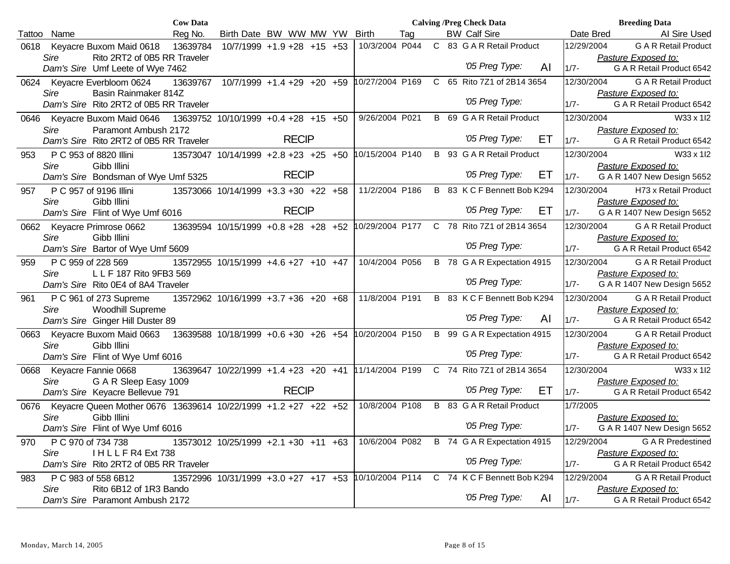| Tattoo | Name | Reg No. | Birth Date | BW | WW | MW | YW | Birth | Tag | | BW | Calf Sire | Date Bred | AI Sire Used |
|---|---|---|---|---|---|---|---|---|---|---|---|---|---|---|
| | | **Cow Data** | | | | | | **Calving /Preg Check Data** | | | | | **Breeding Data** | |
| 0618 | Keyacre Buxom Maid 0618 | 13639784 | 10/7/1999 | +1.9 | +28 | +15 | +53 | 10/3/2004 | P044 | C | 83 | G A R Retail Product | 12/29/2004 | G A R Retail Product |
| | *Sire* Rito 2RT2 of 0B5 RR Traveler | | | | | | | | | | | | | *Pasture Exposed to:* |
| | *Dam's Sire* Umf Leete of Wye 7462 | | | | | | | | | | | *'05 Preg Type:* AI | 1/7- | G A R Retail Product 6542 |
| 0624 | Keyacre Everbloom 0624 | 13639767 | 10/7/1999 | +1.4 | +29 | +20 | +59 | 10/27/2004 | P169 | C | 65 | Rito 7Z1 of 2B14 3654 | 12/30/2004 | G A R Retail Product |
| | *Sire* Basin Rainmaker 814Z | | | | | | | | | | | | | *Pasture Exposed to:* |
| | *Dam's Sire* Rito 2RT2 of 0B5 RR Traveler | | | | | | | | | | | *'05 Preg Type:* | 1/7- | G A R Retail Product 6542 |
| 0646 | Keyacre Buxom Maid 0646 | 13639752 | 10/10/1999 | +0.4 | +28 | +15 | +50 | 9/26/2004 | P021 | B | 69 | G A R Retail Product | 12/30/2004 | W33 x 1I2 |
| | *Sire* Paramont Ambush 2172 | | | | | | | | | | | | | *Pasture Exposed to:* |
| | *Dam's Sire* Rito 2RT2 of 0B5 RR Traveler | | | | RECIP | | | | | | | *'05 Preg Type:* ET | 1/7- | G A R Retail Product 6542 |
| 953 | P C 953 of 8820 Illini | 13573047 | 10/14/1999 | +2.8 | +23 | +25 | +50 | 10/15/2004 | P140 | B | 93 | G A R Retail Product | 12/30/2004 | W33 x 1I2 |
| | *Sire* Gibb Illini | | | | | | | | | | | | | *Pasture Exposed to:* |
| | *Dam's Sire* Bondsman of Wye Umf 5325 | | | | RECIP | | | | | | | *'05 Preg Type:* ET | 1/7- | G A R 1407 New Design 5652 |
| 957 | P C 957 of 9196 Illini | 13573066 | 10/14/1999 | +3.3 | +30 | +22 | +58 | 11/2/2004 | P186 | B | 83 | K C F Bennett Bob K294 | 12/30/2004 | H73 x Retail Product |
| | *Sire* Gibb Illini | | | | | | | | | | | | | *Pasture Exposed to:* |
| | *Dam's Sire* Flint of Wye Umf 6016 | | | | RECIP | | | | | | | *'05 Preg Type:* ET | 1/7- | G A R 1407 New Design 5652 |
| 0662 | Keyacre Primrose 0662 | 13639594 | 10/15/1999 | +0.8 | +28 | +28 | +52 | 10/29/2004 | P177 | C | 78 | Rito 7Z1 of 2B14 3654 | 12/30/2004 | G A R Retail Product |
| | *Sire* Gibb Illini | | | | | | | | | | | | | *Pasture Exposed to:* |
| | *Dam's Sire* Bartor of Wye Umf 5609 | | | | | | | | | | | *'05 Preg Type:* | 1/7- | G A R Retail Product 6542 |
| 959 | P C 959 of 228 569 | 13572955 | 10/15/1999 | +4.6 | +27 | +10 | +47 | 10/4/2004 | P056 | B | 78 | G A R Expectation 4915 | 12/30/2004 | G A R Retail Product |
| | *Sire* L L F 187 Rito 9FB3 569 | | | | | | | | | | | | | *Pasture Exposed to:* |
| | *Dam's Sire* Rito 0E4 of 8A4 Traveler | | | | | | | | | | | *'05 Preg Type:* | 1/7- | G A R 1407 New Design 5652 |
| 961 | P C 961 of 273 Supreme | 13572962 | 10/16/1999 | +3.7 | +36 | +20 | +68 | 11/8/2004 | P191 | B | 83 | K C F Bennett Bob K294 | 12/30/2004 | G A R Retail Product |
| | *Sire* Woodhill Supreme | | | | | | | | | | | | | *Pasture Exposed to:* |
| | *Dam's Sire* Ginger Hill Duster 89 | | | | | | | | | | | *'05 Preg Type:* AI | 1/7- | G A R Retail Product 6542 |
| 0663 | Keyacre Buxom Maid 0663 | 13639588 | 10/18/1999 | +0.6 | +30 | +26 | +54 | 10/20/2004 | P150 | B | 99 | G A R Expectation 4915 | 12/30/2004 | G A R Retail Product |
| | *Sire* Gibb Illini | | | | | | | | | | | | | *Pasture Exposed to:* |
| | *Dam's Sire* Flint of Wye Umf 6016 | | | | | | | | | | | *'05 Preg Type:* | 1/7- | G A R Retail Product 6542 |
| 0668 | Keyacre Fannie 0668 | 13639647 | 10/22/1999 | +1.4 | +23 | +20 | +41 | 11/14/2004 | P199 | C | 74 | Rito 7Z1 of 2B14 3654 | 12/30/2004 | W33 x 1I2 |
| | *Sire* G A R Sleep Easy 1009 | | | | | | | | | | | | | *Pasture Exposed to:* |
| | *Dam's Sire* Keyacre Bellevue 791 | | | | RECIP | | | | | | | *'05 Preg Type:* ET | 1/7- | G A R Retail Product 6542 |
| 0676 | Keyacre Queen Mother 0676 | 13639614 | 10/22/1999 | +1.2 | +27 | +22 | +52 | 10/8/2004 | P108 | B | 83 | G A R Retail Product | 1/7/2005 | |
| | *Sire* Gibb Illini | | | | | | | | | | | | | *Pasture Exposed to:* |
| | *Dam's Sire* Flint of Wye Umf 6016 | | | | | | | | | | | *'05 Preg Type:* | 1/7- | G A R 1407 New Design 5652 |
| 970 | P C 970 of 734 738 | 13573012 | 10/25/1999 | +2.1 | +30 | +11 | +63 | 10/6/2004 | P082 | B | 74 | G A R Expectation 4915 | 12/29/2004 | G A R Predestined |
| | *Sire* I H L L F R4 Ext 738 | | | | | | | | | | | | | *Pasture Exposed to:* |
| | *Dam's Sire* Rito 2RT2 of 0B5 RR Traveler | | | | | | | | | | | *'05 Preg Type:* | 1/7- | G A R Retail Product 6542 |
| 983 | P C 983 of 558 6B12 | 13572996 | 10/31/1999 | +3.0 | +27 | +17 | +53 | 10/10/2004 | P114 | C | 74 | K C F Bennett Bob K294 | 12/29/2004 | G A R Retail Product |
| | *Sire* Rito 6B12 of 1R3 Bando | | | | | | | | | | | | | *Pasture Exposed to:* |
| | *Dam's Sire* Paramont Ambush 2172 | | | | | | | | | | | *'05 Preg Type:* AI | 1/7- | G A R Retail Product 6542 |

Monday, March 14, 2005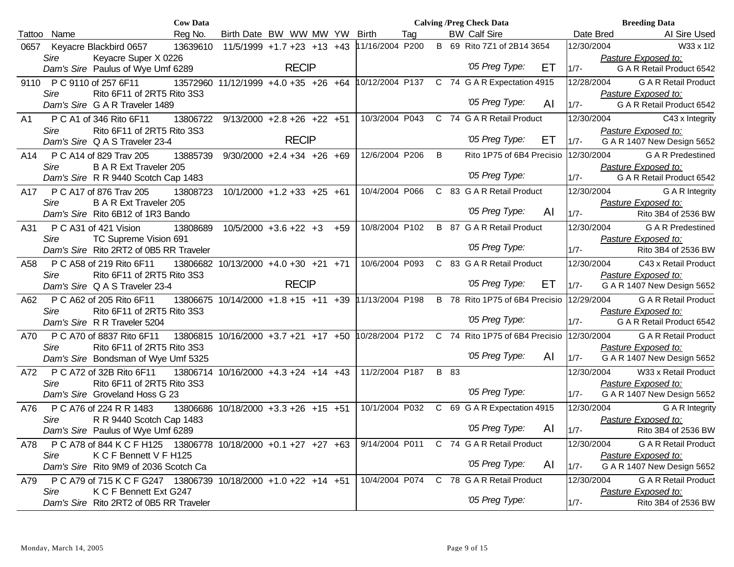| Cow Data | | | | | | | | Calving /Preg Check Data | | | | | Breeding Data | |
|---|---|---|---|---|---|---|---|---|---|---|---|---|---|---|
| Tattoo | Name | Reg No. | Birth Date | BW | WW | MW | YW | Birth | Tag | | BW | Calf Sire | Date Bred | AI Sire Used |
| 0657 | Keyacre Blackbird 0657<br>*Sire* Keyacre Super X 0226<br>*Dam's Sire* Paulus of Wye Umf 6289 | 13639610 | 11/5/1999 | +1.7 | +23<br>RECIP | +13 | +43 | 11/16/2004 | P200 | B | 69 | Rito 7Z1 of 2B14 3654<br>*'05 Preg Type:* ET | 12/30/2004<br>1/7- | W33 x 1I2<br>*Pasture Exposed to:*<br>G A R Retail Product 6542 |
| 9110 | P C 9110 of 257 6F11<br>*Sire* Rito 6F11 of 2RT5 Rito 3S3<br>*Dam's Sire* G A R Traveler 1489 | 13572960 | 11/12/1999 | +4.0 | +35 | +26 | +64 | 10/12/2004 | P137 | C | 74 | G A R Expectation 4915<br>*'05 Preg Type:* AI | 12/28/2004<br>1/7- | G A R Retail Product<br>*Pasture Exposed to:*<br>G A R Retail Product 6542 |
| A1 | P C A1 of 346 Rito 6F11<br>*Sire* Rito 6F11 of 2RT5 Rito 3S3<br>*Dam's Sire* Q A S Traveler 23-4 | 13806722 | 9/13/2000 | +2.8 | +26<br>RECIP | +22 | +51 | 10/3/2004 | P043 | C | 74 | G A R Retail Product<br>*'05 Preg Type:* ET | 12/30/2004<br>1/7- | C43 x Integrity<br>*Pasture Exposed to:*<br>G A R 1407 New Design 5652 |
| A14 | P C A14 of 829 Trav 205<br>*Sire* B A R Ext Traveler 205<br>*Dam's Sire* R R 9440 Scotch Cap 1483 | 13885739 | 9/30/2000 | +2.4 | +34 | +26 | +69 | 12/6/2004 | P206 | B | | Rito 1P75 of 6B4 Precisio<br>*'05 Preg Type:* | 12/30/2004<br>1/7- | G A R Predestined<br>*Pasture Exposed to:*<br>G A R Retail Product 6542 |
| A17 | P C A17 of 876 Trav 205<br>*Sire* B A R Ext Traveler 205<br>*Dam's Sire* Rito 6B12 of 1R3 Bando | 13808723 | 10/1/2000 | +1.2 | +33 | +25 | +61 | 10/4/2004 | P066 | C | 83 | G A R Retail Product<br>*'05 Preg Type:* AI | 12/30/2004<br>1/7- | G A R Integrity<br>*Pasture Exposed to:*<br>Rito 3B4 of 2536 BW |
| A31 | P C A31 of 421 Vision<br>*Sire* TC Supreme Vision 691<br>*Dam's Sire* Rito 2RT2 of 0B5 RR Traveler | 13808689 | 10/5/2000 | +3.6 | +22 | +3 | +59 | 10/8/2004 | P102 | B | 87 | G A R Retail Product<br>*'05 Preg Type:* | 12/30/2004<br>1/7- | G A R Predestined<br>*Pasture Exposed to:*<br>Rito 3B4 of 2536 BW |
| A58 | P C A58 of 219 Rito 6F11<br>*Sire* Rito 6F11 of 2RT5 Rito 3S3<br>*Dam's Sire* Q A S Traveler 23-4 | 13806682 | 10/13/2000 | +4.0 | +30<br>RECIP | +21 | +71 | 10/6/2004 | P093 | C | 83 | G A R Retail Product<br>*'05 Preg Type:* ET | 12/30/2004<br>1/7- | C43 x Retail Product<br>*Pasture Exposed to:*<br>G A R 1407 New Design 5652 |
| A62 | P C A62 of 205 Rito 6F11<br>*Sire* Rito 6F11 of 2RT5 Rito 3S3<br>*Dam's Sire* R R Traveler 5204 | 13806675 | 10/14/2000 | +1.8 | +15 | +11 | +39 | 11/13/2004 | P198 | B | 78 | Rito 1P75 of 6B4 Precisio<br>*'05 Preg Type:* | 12/29/2004<br>1/7- | G A R Retail Product<br>*Pasture Exposed to:*<br>G A R Retail Product 6542 |
| A70 | P C A70 of 8837 Rito 6F11<br>*Sire* Rito 6F11 of 2RT5 Rito 3S3<br>*Dam's Sire* Bondsman of Wye Umf 5325 | 13806815 | 10/16/2000 | +3.7 | +21 | +17 | +50 | 10/28/2004 | P172 | C | 74 | Rito 1P75 of 6B4 Precisio<br>*'05 Preg Type:* AI | 12/30/2004<br>1/7- | G A R Retail Product<br>*Pasture Exposed to:*<br>G A R 1407 New Design 5652 |
| A72 | P C A72 of 32B Rito 6F11<br>*Sire* Rito 6F11 of 2RT5 Rito 3S3<br>*Dam's Sire* Groveland Hoss G 23 | 13806714 | 10/16/2000 | +4.3 | +24 | +14 | +43 | 11/2/2004 | P187 | B | 83 | *'05 Preg Type:* | 12/30/2004<br>1/7- | W33 x Retail Product<br>*Pasture Exposed to:*<br>G A R 1407 New Design 5652 |
| A76 | P C A76 of 224 R R 1483<br>*Sire* R R 9440 Scotch Cap 1483<br>*Dam's Sire* Paulus of Wye Umf 6289 | 13806686 | 10/18/2000 | +3.3 | +26 | +15 | +51 | 10/1/2004 | P032 | C | 69 | G A R Expectation 4915<br>*'05 Preg Type:* AI | 12/30/2004<br>1/7- | G A R Integrity<br>*Pasture Exposed to:*<br>Rito 3B4 of 2536 BW |
| A78 | P C A78 of 844 K C F H125<br>*Sire* K C F Bennett V F H125<br>*Dam's Sire* Rito 9M9 of 2036 Scotch Ca | 13806778 | 10/18/2000 | +0.1 | +27 | +27 | +63 | 9/14/2004 | P011 | C | 74 | G A R Retail Product<br>*'05 Preg Type:* AI | 12/30/2004<br>1/7- | G A R Retail Product<br>*Pasture Exposed to:*<br>G A R 1407 New Design 5652 |
| A79 | P C A79 of 715 K C F G247<br>*Sire* K C F Bennett Ext G247<br>*Dam's Sire* Rito 2RT2 of 0B5 RR Traveler | 13806739 | 10/18/2000 | +1.0 | +22 | +14 | +51 | 10/4/2004 | P074 | C | 78 | G A R Retail Product<br>*'05 Preg Type:* | 12/30/2004<br>1/7- | G A R Retail Product<br>*Pasture Exposed to:*<br>Rito 3B4 of 2536 BW |

Monday, March 14, 2005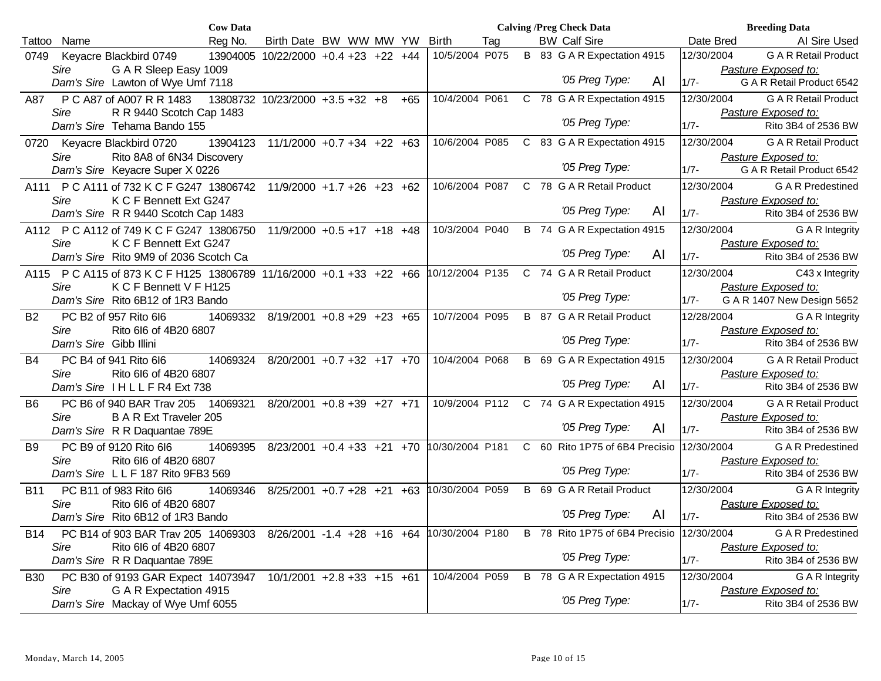| Cow Data | | | | | | | | Calving /Preg Check Data | | | | | Breeding Data | |
|---|---|---|---|---|---|---|---|---|---|---|---|---|---|---|
| Tattoo | Name | Reg No. | Birth Date | BW | WW | MW | YW | Birth | Tag | | BW | Calf Sire | Date Bred | AI Sire Used |
| 0749 | Keyacre Blackbird 0749 | 13904005 | 10/22/2000 | +0.4 | +23 | +22 | +44 | 10/5/2004 | P075 | B | 83 | G A R Expectation 4915 | 12/30/2004 | G A R Retail Product |
| | *Sire* G A R Sleep Easy 1009 | | | | | | | | | | | | | *Pasture Exposed to:* |
| | *Dam's Sire* Lawton of Wye Umf 7118 | | | | | | | | | | | *'05 Preg Type:* AI | 1/7- | G A R Retail Product 6542 |
| A87 | P C A87 of A007 R R 1483 | 13808732 | 10/23/2000 | +3.5 | +32 | +8 | +65 | 10/4/2004 | P061 | C | 78 | G A R Expectation 4915 | 12/30/2004 | G A R Retail Product |
| | *Sire* R R 9440 Scotch Cap 1483 | | | | | | | | | | | | | *Pasture Exposed to:* |
| | *Dam's Sire* Tehama Bando 155 | | | | | | | | | | | *'05 Preg Type:* | 1/7- | Rito 3B4 of 2536 BW |
| 0720 | Keyacre Blackbird 0720 | 13904123 | 11/1/2000 | +0.7 | +34 | +22 | +63 | 10/6/2004 | P085 | C | 83 | G A R Expectation 4915 | 12/30/2004 | G A R Retail Product |
| | *Sire* Rito 8A8 of 6N34 Discovery | | | | | | | | | | | | | *Pasture Exposed to:* |
| | *Dam's Sire* Keyacre Super X 0226 | | | | | | | | | | | *'05 Preg Type:* | 1/7- | G A R Retail Product 6542 |
| A111 | P C A111 of 732 K C F G247 | 13806742 | 11/9/2000 | +1.7 | +26 | +23 | +62 | 10/6/2004 | P087 | C | 78 | G A R Retail Product | 12/30/2004 | G A R Predestined |
| | *Sire* K C F Bennett Ext G247 | | | | | | | | | | | | | *Pasture Exposed to:* |
| | *Dam's Sire* R R 9440 Scotch Cap 1483 | | | | | | | | | | | *'05 Preg Type:* AI | 1/7- | Rito 3B4 of 2536 BW |
| A112 | P C A112 of 749 K C F G247 | 13806750 | 11/9/2000 | +0.5 | +17 | +18 | +48 | 10/3/2004 | P040 | B | 74 | G A R Expectation 4915 | 12/30/2004 | G A R Integrity |
| | *Sire* K C F Bennett Ext G247 | | | | | | | | | | | | | *Pasture Exposed to:* |
| | *Dam's Sire* Rito 9M9 of 2036 Scotch Ca | | | | | | | | | | | *'05 Preg Type:* AI | 1/7- | Rito 3B4 of 2536 BW |
| A115 | P C A115 of 873 K C F H125 | 13806789 | 11/16/2000 | +0.1 | +33 | +22 | +66 | 10/12/2004 | P135 | C | 74 | G A R Retail Product | 12/30/2004 | C43 x Integrity |
| | *Sire* K C F Bennett V F H125 | | | | | | | | | | | | | *Pasture Exposed to:* |
| | *Dam's Sire* Rito 6B12 of 1R3 Bando | | | | | | | | | | | *'05 Preg Type:* | 1/7- | G A R 1407 New Design 5652 |
| B2 | PC B2 of 957 Rito 6I6 | 14069332 | 8/19/2001 | +0.8 | +29 | +23 | +65 | 10/7/2004 | P095 | B | 87 | G A R Retail Product | 12/28/2004 | G A R Integrity |
| | *Sire* Rito 6I6 of 4B20 6807 | | | | | | | | | | | | | *Pasture Exposed to:* |
| | *Dam's Sire* Gibb Illini | | | | | | | | | | | *'05 Preg Type:* | 1/7- | Rito 3B4 of 2536 BW |
| B4 | PC B4 of 941 Rito 6I6 | 14069324 | 8/20/2001 | +0.7 | +32 | +17 | +70 | 10/4/2004 | P068 | B | 69 | G A R Expectation 4915 | 12/30/2004 | G A R Retail Product |
| | *Sire* Rito 6I6 of 4B20 6807 | | | | | | | | | | | | | *Pasture Exposed to:* |
| | *Dam's Sire* I H L L F R4 Ext 738 | | | | | | | | | | | *'05 Preg Type:* AI | 1/7- | Rito 3B4 of 2536 BW |
| B6 | PC B6 of 940 BAR Trav 205 | 14069321 | 8/20/2001 | +0.8 | +39 | +27 | +71 | 10/9/2004 | P112 | C | 74 | G A R Expectation 4915 | 12/30/2004 | G A R Retail Product |
| | *Sire* B A R Ext Traveler 205 | | | | | | | | | | | | | *Pasture Exposed to:* |
| | *Dam's Sire* R R Daquantae 789E | | | | | | | | | | | *'05 Preg Type:* AI | 1/7- | Rito 3B4 of 2536 BW |
| B9 | PC B9 of 9120 Rito 6I6 | 14069395 | 8/23/2001 | +0.4 | +33 | +21 | +70 | 10/30/2004 | P181 | C | 60 | Rito 1P75 of 6B4 Precisio | 12/30/2004 | G A R Predestined |
| | *Sire* Rito 6I6 of 4B20 6807 | | | | | | | | | | | | | *Pasture Exposed to:* |
| | *Dam's Sire* L L F 187 Rito 9FB3 569 | | | | | | | | | | | *'05 Preg Type:* | 1/7- | Rito 3B4 of 2536 BW |
| B11 | PC B11 of 983 Rito 6I6 | 14069346 | 8/25/2001 | +0.7 | +28 | +21 | +63 | 10/30/2004 | P059 | B | 69 | G A R Retail Product | 12/30/2004 | G A R Integrity |
| | *Sire* Rito 6I6 of 4B20 6807 | | | | | | | | | | | | | *Pasture Exposed to:* |
| | *Dam's Sire* Rito 6B12 of 1R3 Bando | | | | | | | | | | | *'05 Preg Type:* AI | 1/7- | Rito 3B4 of 2536 BW |
| B14 | PC B14 of 903 BAR Trav 205 | 14069303 | 8/26/2001 | -1.4 | +28 | +16 | +64 | 10/30/2004 | P180 | B | 78 | Rito 1P75 of 6B4 Precisio | 12/30/2004 | G A R Predestined |
| | *Sire* Rito 6I6 of 4B20 6807 | | | | | | | | | | | | | *Pasture Exposed to:* |
| | *Dam's Sire* R R Daquantae 789E | | | | | | | | | | | *'05 Preg Type:* | 1/7- | Rito 3B4 of 2536 BW |
| B30 | PC B30 of 9193 GAR Expect | 14073947 | 10/1/2001 | +2.8 | +33 | +15 | +61 | 10/4/2004 | P059 | B | 78 | G A R Expectation 4915 | 12/30/2004 | G A R Integrity |
| | *Sire* G A R Expectation 4915 | | | | | | | | | | | | | *Pasture Exposed to:* |
| | *Dam's Sire* Mackay of Wye Umf 6055 | | | | | | | | | | | *'05 Preg Type:* | 1/7- | Rito 3B4 of 2536 BW |

Monday, March 14, 2005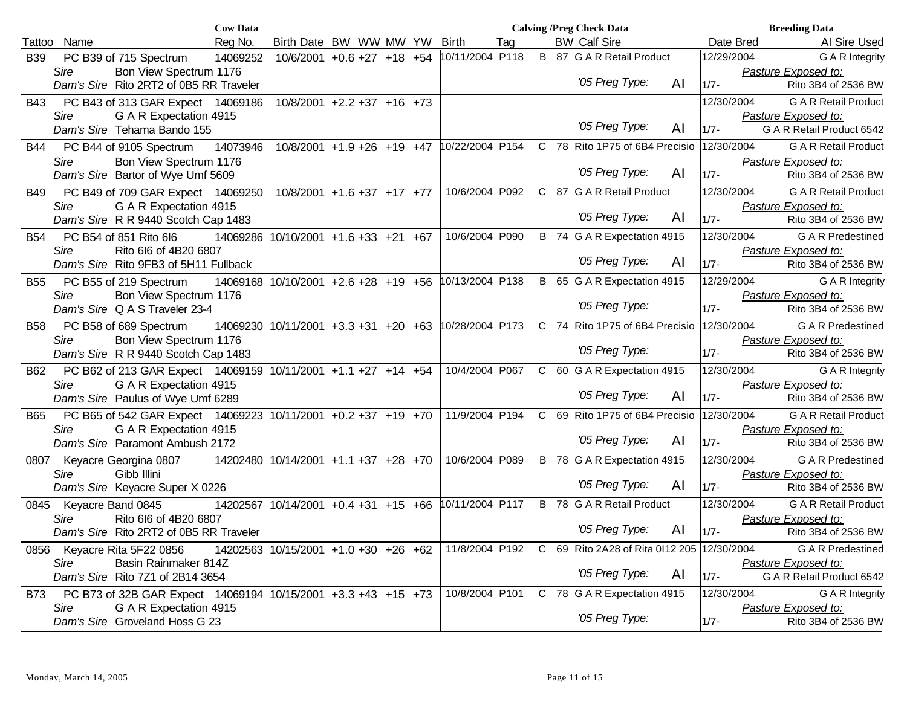| Tattoo | Name | Reg No. | Birth Date | BW | WW | MW | YW | Birth | Tag | | BW | Calf Sire | Date Bred | AI Sire Used |
|---|---|---|---|---|---|---|---|---|---|---|---|---|---|---|
| | **Cow Data** | | | | | | | **Calving /Preg Check Data** | | | | | **Breeding Data** | |
| B39 | PC B39 of 715 Spectrum | 14069252 | 10/6/2001 | +0.6 | +27 | +18 | +54 | 10/11/2004 | P118 | B | 87 | G A R Retail Product | 12/29/2004 | G A R Integrity |
| | *Sire* Bon View Spectrum 1176 | | | | | | | | | | | | | *Pasture Exposed to:* |
| | *Dam's Sire* Rito 2RT2 of 0B5 RR Traveler | | | | | | | | | | | *'05 Preg Type:* AI | 1/7- | Rito 3B4 of 2536 BW |
| B43 | PC B43 of 313 GAR Expect | 14069186 | 10/8/2001 | +2.2 | +37 | +16 | +73 | | | | | | 12/30/2004 | G A R Retail Product |
| | *Sire* G A R Expectation 4915 | | | | | | | | | | | | | *Pasture Exposed to:* |
| | *Dam's Sire* Tehama Bando 155 | | | | | | | | | | | *'05 Preg Type:* AI | 1/7- | G A R Retail Product 6542 |
| B44 | PC B44 of 9105 Spectrum | 14073946 | 10/8/2001 | +1.9 | +26 | +19 | +47 | 10/22/2004 | P154 | C | 78 | Rito 1P75 of 6B4 Precisio | 12/30/2004 | G A R Retail Product |
| | *Sire* Bon View Spectrum 1176 | | | | | | | | | | | | | *Pasture Exposed to:* |
| | *Dam's Sire* Bartor of Wye Umf 5609 | | | | | | | | | | | *'05 Preg Type:* AI | 1/7- | Rito 3B4 of 2536 BW |
| B49 | PC B49 of 709 GAR Expect | 14069250 | 10/8/2001 | +1.6 | +37 | +17 | +77 | 10/6/2004 | P092 | C | 87 | G A R Retail Product | 12/30/2004 | G A R Retail Product |
| | *Sire* G A R Expectation 4915 | | | | | | | | | | | | | *Pasture Exposed to:* |
| | *Dam's Sire* R R 9440 Scotch Cap 1483 | | | | | | | | | | | *'05 Preg Type:* AI | 1/7- | Rito 3B4 of 2536 BW |
| B54 | PC B54 of 851 Rito 6I6 | 14069286 | 10/10/2001 | +1.6 | +33 | +21 | +67 | 10/6/2004 | P090 | B | 74 | G A R Expectation 4915 | 12/30/2004 | G A R Predestined |
| | *Sire* Rito 6I6 of 4B20 6807 | | | | | | | | | | | | | *Pasture Exposed to:* |
| | *Dam's Sire* Rito 9FB3 of 5H11 Fullback | | | | | | | | | | | *'05 Preg Type:* AI | 1/7- | Rito 3B4 of 2536 BW |
| B55 | PC B55 of 219 Spectrum | 14069168 | 10/10/2001 | +2.6 | +28 | +19 | +56 | 10/13/2004 | P138 | B | 65 | G A R Expectation 4915 | 12/29/2004 | G A R Integrity |
| | *Sire* Bon View Spectrum 1176 | | | | | | | | | | | | | *Pasture Exposed to:* |
| | *Dam's Sire* Q A S Traveler 23-4 | | | | | | | | | | | *'05 Preg Type:* | 1/7- | Rito 3B4 of 2536 BW |
| B58 | PC B58 of 689 Spectrum | 14069230 | 10/11/2001 | +3.3 | +31 | +20 | +63 | 10/28/2004 | P173 | C | 74 | Rito 1P75 of 6B4 Precisio | 12/30/2004 | G A R Predestined |
| | *Sire* Bon View Spectrum 1176 | | | | | | | | | | | | | *Pasture Exposed to:* |
| | *Dam's Sire* R R 9440 Scotch Cap 1483 | | | | | | | | | | | *'05 Preg Type:* | 1/7- | Rito 3B4 of 2536 BW |
| B62 | PC B62 of 213 GAR Expect | 14069159 | 10/11/2001 | +1.1 | +27 | +14 | +54 | 10/4/2004 | P067 | C | 60 | G A R Expectation 4915 | 12/30/2004 | G A R Integrity |
| | *Sire* G A R Expectation 4915 | | | | | | | | | | | | | *Pasture Exposed to:* |
| | *Dam's Sire* Paulus of Wye Umf 6289 | | | | | | | | | | | *'05 Preg Type:* AI | 1/7- | Rito 3B4 of 2536 BW |
| B65 | PC B65 of 542 GAR Expect | 14069223 | 10/11/2001 | +0.2 | +37 | +19 | +70 | 11/9/2004 | P194 | C | 69 | Rito 1P75 of 6B4 Precisio | 12/30/2004 | G A R Retail Product |
| | *Sire* G A R Expectation 4915 | | | | | | | | | | | | | *Pasture Exposed to:* |
| | *Dam's Sire* Paramont Ambush 2172 | | | | | | | | | | | *'05 Preg Type:* AI | 1/7- | Rito 3B4 of 2536 BW |
| 0807 | Keyacre Georgina 0807 | 14202480 | 10/14/2001 | +1.1 | +37 | +28 | +70 | 10/6/2004 | P089 | B | 78 | G A R Expectation 4915 | 12/30/2004 | G A R Predestined |
| | *Sire* Gibb Illini | | | | | | | | | | | | | *Pasture Exposed to:* |
| | *Dam's Sire* Keyacre Super X 0226 | | | | | | | | | | | *'05 Preg Type:* AI | 1/7- | Rito 3B4 of 2536 BW |
| 0845 | Keyacre Band 0845 | 14202567 | 10/14/2001 | +0.4 | +31 | +15 | +66 | 10/11/2004 | P117 | B | 78 | G A R Retail Product | 12/30/2004 | G A R Retail Product |
| | *Sire* Rito 6I6 of 4B20 6807 | | | | | | | | | | | | | *Pasture Exposed to:* |
| | *Dam's Sire* Rito 2RT2 of 0B5 RR Traveler | | | | | | | | | | | *'05 Preg Type:* AI | 1/7- | Rito 3B4 of 2536 BW |
| 0856 | Keyacre Rita 5F22 0856 | 14202563 | 10/15/2001 | +1.0 | +30 | +26 | +62 | 11/8/2004 | P192 | C | 69 | Rito 2A28 of Rita 0I12 205 | 12/30/2004 | G A R Predestined |
| | *Sire* Basin Rainmaker 814Z | | | | | | | | | | | | | *Pasture Exposed to:* |
| | *Dam's Sire* Rito 7Z1 of 2B14 3654 | | | | | | | | | | | *'05 Preg Type:* AI | 1/7- | G A R Retail Product 6542 |
| B73 | PC B73 of 32B GAR Expect | 14069194 | 10/15/2001 | +3.3 | +43 | +15 | +73 | 10/8/2004 | P101 | C | 78 | G A R Expectation 4915 | 12/30/2004 | G A R Integrity |
| | *Sire* G A R Expectation 4915 | | | | | | | | | | | | | *Pasture Exposed to:* |
| | *Dam's Sire* Groveland Hoss G 23 | | | | | | | | | | | *'05 Preg Type:* | 1/7- | Rito 3B4 of 2536 BW |

Monday, March 14, 2005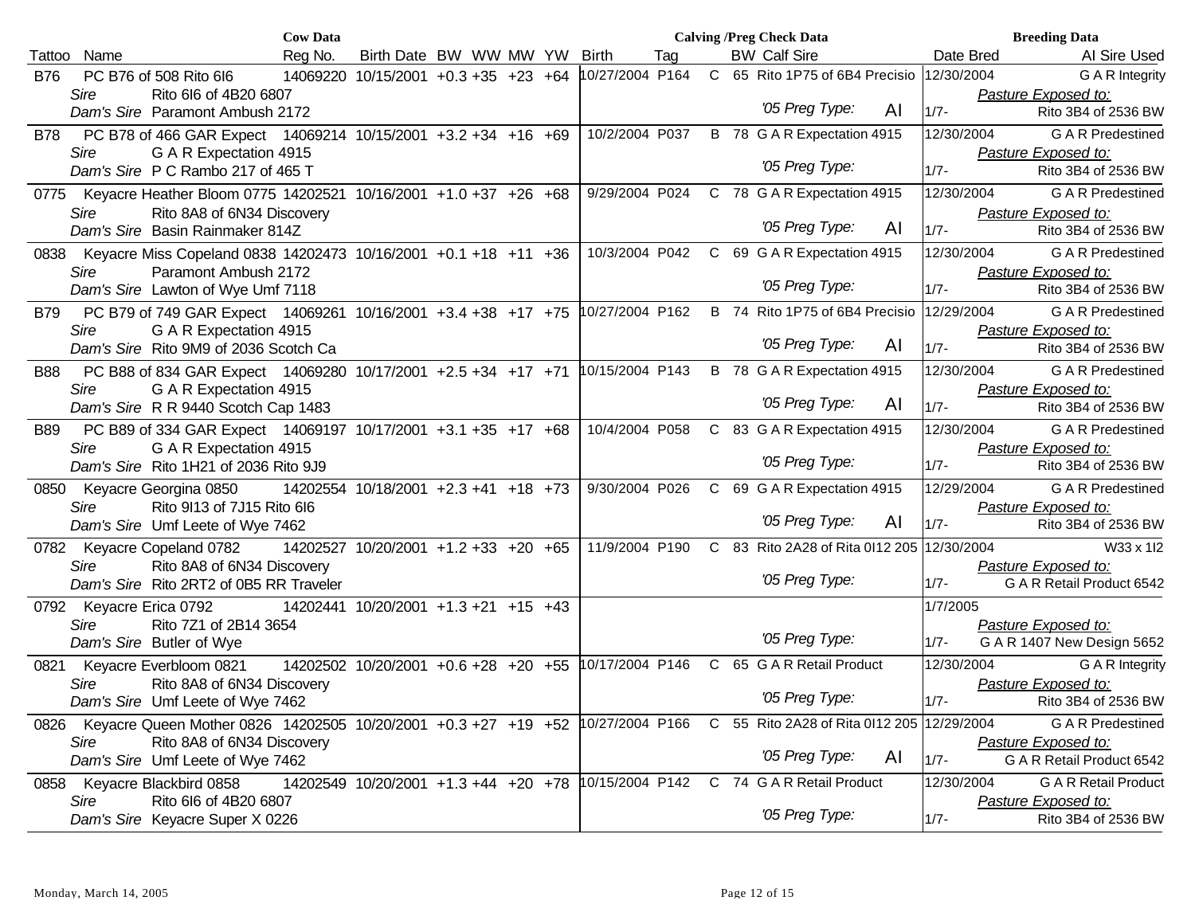| Cow Data | | | | | | | | Calving /Preg Check Data | | | | | Breeding Data | |
|---|---|---|---|---|---|---|---|---|---|---|---|---|---|---|
| Tattoo | Name | Reg No. | Birth Date | BW | WW | MW | YW | Birth | Tag | | BW | Calf Sire | Date Bred | AI Sire Used |
| B76 | PC B76 of 508 Rito 6I6 | 14069220 | 10/15/2001 | +0.3 | +35 | +23 | +64 | 10/27/2004 | P164 | C | 65 | Rito 1P75 of 6B4 Precisio | 12/30/2004 | G A R Integrity |
| | *Sire* Rito 6I6 of 4B20 6807 | | | | | | | | | | | | | *Pasture Exposed to:* |
| | *Dam's Sire* Paramont Ambush 2172 | | | | | | | | | | | *'05 Preg Type:* AI | 1/7- | Rito 3B4 of 2536 BW |
| B78 | PC B78 of 466 GAR Expect | 14069214 | 10/15/2001 | +3.2 | +34 | +16 | +69 | 10/2/2004 | P037 | B | 78 | G A R Expectation 4915 | 12/30/2004 | G A R Predestined |
| | *Sire* G A R Expectation 4915 | | | | | | | | | | | | | *Pasture Exposed to:* |
| | *Dam's Sire* P C Rambo 217 of 465 T | | | | | | | | | | | *'05 Preg Type:* | 1/7- | Rito 3B4 of 2536 BW |
| 0775 | Keyacre Heather Bloom 0775 | 14202521 | 10/16/2001 | +1.0 | +37 | +26 | +68 | 9/29/2004 | P024 | C | 78 | G A R Expectation 4915 | 12/30/2004 | G A R Predestined |
| | *Sire* Rito 8A8 of 6N34 Discovery | | | | | | | | | | | | | *Pasture Exposed to:* |
| | *Dam's Sire* Basin Rainmaker 814Z | | | | | | | | | | | *'05 Preg Type:* AI | 1/7- | Rito 3B4 of 2536 BW |
| 0838 | Keyacre Miss Copeland 0838 | 14202473 | 10/16/2001 | +0.1 | +18 | +11 | +36 | 10/3/2004 | P042 | C | 69 | G A R Expectation 4915 | 12/30/2004 | G A R Predestined |
| | *Sire* Paramont Ambush 2172 | | | | | | | | | | | | | *Pasture Exposed to:* |
| | *Dam's Sire* Lawton of Wye Umf 7118 | | | | | | | | | | | *'05 Preg Type:* | 1/7- | Rito 3B4 of 2536 BW |
| B79 | PC B79 of 749 GAR Expect | 14069261 | 10/16/2001 | +3.4 | +38 | +17 | +75 | 10/27/2004 | P162 | B | 74 | Rito 1P75 of 6B4 Precisio | 12/29/2004 | G A R Predestined |
| | *Sire* G A R Expectation 4915 | | | | | | | | | | | | | *Pasture Exposed to:* |
| | *Dam's Sire* Rito 9M9 of 2036 Scotch Ca | | | | | | | | | | | *'05 Preg Type:* AI | 1/7- | Rito 3B4 of 2536 BW |
| B88 | PC B88 of 834 GAR Expect | 14069280 | 10/17/2001 | +2.5 | +34 | +17 | +71 | 10/15/2004 | P143 | B | 78 | G A R Expectation 4915 | 12/30/2004 | G A R Predestined |
| | *Sire* G A R Expectation 4915 | | | | | | | | | | | | | *Pasture Exposed to:* |
| | *Dam's Sire* R R 9440 Scotch Cap 1483 | | | | | | | | | | | *'05 Preg Type:* AI | 1/7- | Rito 3B4 of 2536 BW |
| B89 | PC B89 of 334 GAR Expect | 14069197 | 10/17/2001 | +3.1 | +35 | +17 | +68 | 10/4/2004 | P058 | C | 83 | G A R Expectation 4915 | 12/30/2004 | G A R Predestined |
| | *Sire* G A R Expectation 4915 | | | | | | | | | | | | | *Pasture Exposed to:* |
| | *Dam's Sire* Rito 1H21 of 2036 Rito 9J9 | | | | | | | | | | | *'05 Preg Type:* | 1/7- | Rito 3B4 of 2536 BW |
| 0850 | Keyacre Georgina 0850 | 14202554 | 10/18/2001 | +2.3 | +41 | +18 | +73 | 9/30/2004 | P026 | C | 69 | G A R Expectation 4915 | 12/29/2004 | G A R Predestined |
| | *Sire* Rito 9I13 of 7J15 Rito 6I6 | | | | | | | | | | | | | *Pasture Exposed to:* |
| | *Dam's Sire* Umf Leete of Wye 7462 | | | | | | | | | | | *'05 Preg Type:* AI | 1/7- | Rito 3B4 of 2536 BW |
| 0782 | Keyacre Copeland 0782 | 14202527 | 10/20/2001 | +1.2 | +33 | +20 | +65 | 11/9/2004 | P190 | C | 83 | Rito 2A28 of Rita 0I12 205 | 12/30/2004 | W33 x 1I2 |
| | *Sire* Rito 8A8 of 6N34 Discovery | | | | | | | | | | | | | *Pasture Exposed to:* |
| | *Dam's Sire* Rito 2RT2 of 0B5 RR Traveler | | | | | | | | | | | *'05 Preg Type:* | 1/7- | G A R Retail Product 6542 |
| 0792 | Keyacre Erica 0792 | 14202441 | 10/20/2001 | +1.3 | +21 | +15 | +43 | | | | | | 1/7/2005 | |
| | *Sire* Rito 7Z1 of 2B14 3654 | | | | | | | | | | | | | *Pasture Exposed to:* |
| | *Dam's Sire* Butler of Wye | | | | | | | | | | | *'05 Preg Type:* | 1/7- | G A R 1407 New Design 5652 |
| 0821 | Keyacre Everbloom 0821 | 14202502 | 10/20/2001 | +0.6 | +28 | +20 | +55 | 10/17/2004 | P146 | C | 65 | G A R Retail Product | 12/30/2004 | G A R Integrity |
| | *Sire* Rito 8A8 of 6N34 Discovery | | | | | | | | | | | | | *Pasture Exposed to:* |
| | *Dam's Sire* Umf Leete of Wye 7462 | | | | | | | | | | | *'05 Preg Type:* | 1/7- | Rito 3B4 of 2536 BW |
| 0826 | Keyacre Queen Mother 0826 | 14202505 | 10/20/2001 | +0.3 | +27 | +19 | +52 | 10/27/2004 | P166 | C | 55 | Rito 2A28 of Rita 0I12 205 | 12/29/2004 | G A R Predestined |
| | *Sire* Rito 8A8 of 6N34 Discovery | | | | | | | | | | | | | *Pasture Exposed to:* |
| | *Dam's Sire* Umf Leete of Wye 7462 | | | | | | | | | | | *'05 Preg Type:* AI | 1/7- | G A R Retail Product 6542 |
| 0858 | Keyacre Blackbird 0858 | 14202549 | 10/20/2001 | +1.3 | +44 | +20 | +78 | 10/15/2004 | P142 | C | 74 | G A R Retail Product | 12/30/2004 | G A R Retail Product |
| | *Sire* Rito 6I6 of 4B20 6807 | | | | | | | | | | | | | *Pasture Exposed to:* |
| | *Dam's Sire* Keyacre Super X 0226 | | | | | | | | | | | *'05 Preg Type:* | 1/7- | Rito 3B4 of 2536 BW |

Monday, March 14, 2005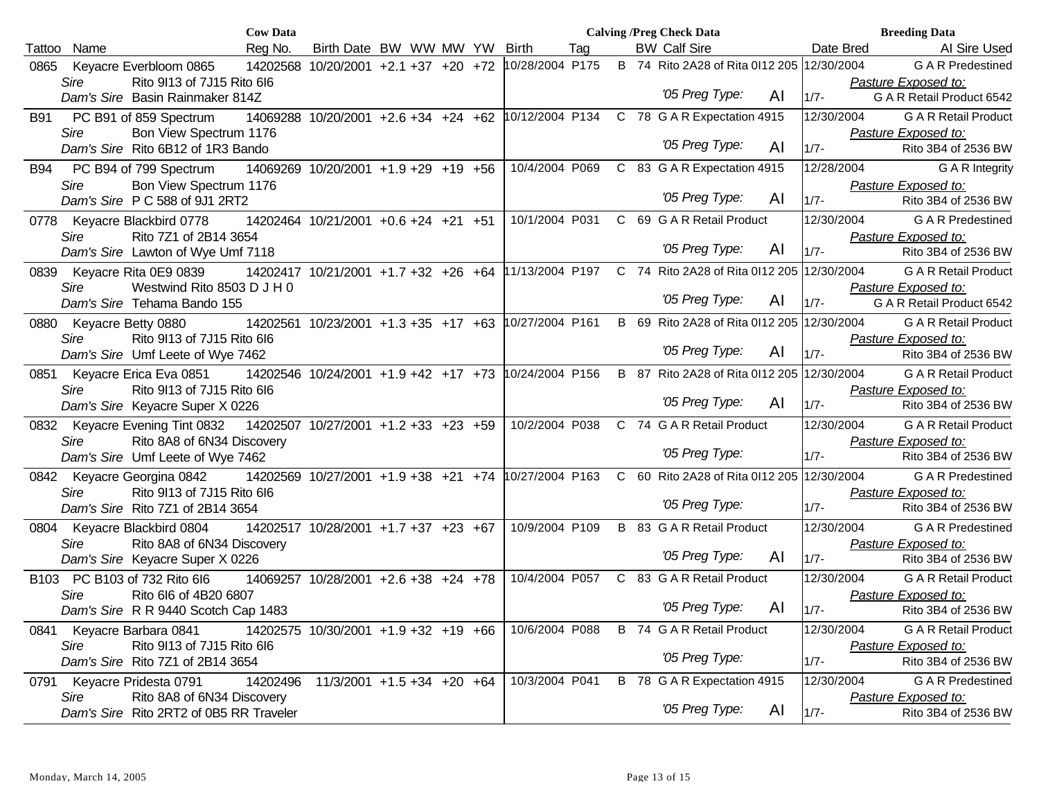| Tattoo | Name | Reg No. | Birth Date | BW | WW | MW | YW | Birth | Tag | | BW | Calf Sire | | Date Bred | AI Sire Used |
|---|---|---|---|---|---|---|---|---|---|---|---|---|---|---|---|
| | | **Cow Data** | | | | | | **Calving /Preg Check Data** | | | | | | **Breeding Data** | |
| 0865 | Keyacre Everbloom 0865 | 14202568 | 10/20/2001 | +2.1 | +37 | +20 | +72 | 10/28/2004 | P175 | B | 74 | Rito 2A28 of Rita 0I12 205 | | 12/30/2004 | G A R Predestined |
| | *Sire* Rito 9I13 of 7J15 Rito 6I6 | | | | | | | | | | | | | | *Pasture Exposed to:* |
| | *Dam's Sire* Basin Rainmaker 814Z | | | | | | | | | | | *'05 Preg Type:* | AI | 1/7- | G A R Retail Product 6542 |
| B91 | PC B91 of 859 Spectrum | 14069288 | 10/20/2001 | +2.6 | +34 | +24 | +62 | 10/12/2004 | P134 | C | 78 | G A R Expectation 4915 | | 12/30/2004 | G A R Retail Product |
| | *Sire* Bon View Spectrum 1176 | | | | | | | | | | | | | | *Pasture Exposed to:* |
| | *Dam's Sire* Rito 6B12 of 1R3 Bando | | | | | | | | | | | *'05 Preg Type:* | AI | 1/7- | Rito 3B4 of 2536 BW |
| B94 | PC B94 of 799 Spectrum | 14069269 | 10/20/2001 | +1.9 | +29 | +19 | +56 | 10/4/2004 | P069 | C | 83 | G A R Expectation 4915 | | 12/28/2004 | G A R Integrity |
| | *Sire* Bon View Spectrum 1176 | | | | | | | | | | | | | | *Pasture Exposed to:* |
| | *Dam's Sire* P C 588 of 9J1 2RT2 | | | | | | | | | | | *'05 Preg Type:* | AI | 1/7- | Rito 3B4 of 2536 BW |
| 0778 | Keyacre Blackbird 0778 | 14202464 | 10/21/2001 | +0.6 | +24 | +21 | +51 | 10/1/2004 | P031 | C | 69 | G A R Retail Product | | 12/30/2004 | G A R Predestined |
| | *Sire* Rito 7Z1 of 2B14 3654 | | | | | | | | | | | | | | *Pasture Exposed to:* |
| | *Dam's Sire* Lawton of Wye Umf 7118 | | | | | | | | | | | *'05 Preg Type:* | AI | 1/7- | Rito 3B4 of 2536 BW |
| 0839 | Keyacre Rita 0E9 0839 | 14202417 | 10/21/2001 | +1.7 | +32 | +26 | +64 | 11/13/2004 | P197 | C | 74 | Rito 2A28 of Rita 0I12 205 | | 12/30/2004 | G A R Retail Product |
| | *Sire* Westwind Rito 8503 D J H 0 | | | | | | | | | | | | | | *Pasture Exposed to:* |
| | *Dam's Sire* Tehama Bando 155 | | | | | | | | | | | *'05 Preg Type:* | AI | 1/7- | G A R Retail Product 6542 |
| 0880 | Keyacre Betty 0880 | 14202561 | 10/23/2001 | +1.3 | +35 | +17 | +63 | 10/27/2004 | P161 | B | 69 | Rito 2A28 of Rita 0I12 205 | | 12/30/2004 | G A R Retail Product |
| | *Sire* Rito 9I13 of 7J15 Rito 6I6 | | | | | | | | | | | | | | *Pasture Exposed to:* |
| | *Dam's Sire* Umf Leete of Wye 7462 | | | | | | | | | | | *'05 Preg Type:* | AI | 1/7- | Rito 3B4 of 2536 BW |
| 0851 | Keyacre Erica Eva 0851 | 14202546 | 10/24/2001 | +1.9 | +42 | +17 | +73 | 10/24/2004 | P156 | B | 87 | Rito 2A28 of Rita 0I12 205 | | 12/30/2004 | G A R Retail Product |
| | *Sire* Rito 9I13 of 7J15 Rito 6I6 | | | | | | | | | | | | | | *Pasture Exposed to:* |
| | *Dam's Sire* Keyacre Super X 0226 | | | | | | | | | | | *'05 Preg Type:* | AI | 1/7- | Rito 3B4 of 2536 BW |
| 0832 | Keyacre Evening Tint 0832 | 14202507 | 10/27/2001 | +1.2 | +33 | +23 | +59 | 10/2/2004 | P038 | C | 74 | G A R Retail Product | | 12/30/2004 | G A R Retail Product |
| | *Sire* Rito 8A8 of 6N34 Discovery | | | | | | | | | | | | | | *Pasture Exposed to:* |
| | *Dam's Sire* Umf Leete of Wye 7462 | | | | | | | | | | | *'05 Preg Type:* | | 1/7- | Rito 3B4 of 2536 BW |
| 0842 | Keyacre Georgina 0842 | 14202569 | 10/27/2001 | +1.9 | +38 | +21 | +74 | 10/27/2004 | P163 | C | 60 | Rito 2A28 of Rita 0I12 205 | | 12/30/2004 | G A R Predestined |
| | *Sire* Rito 9I13 of 7J15 Rito 6I6 | | | | | | | | | | | | | | *Pasture Exposed to:* |
| | *Dam's Sire* Rito 7Z1 of 2B14 3654 | | | | | | | | | | | *'05 Preg Type:* | | 1/7- | Rito 3B4 of 2536 BW |
| 0804 | Keyacre Blackbird 0804 | 14202517 | 10/28/2001 | +1.7 | +37 | +23 | +67 | 10/9/2004 | P109 | B | 83 | G A R Retail Product | | 12/30/2004 | G A R Predestined |
| | *Sire* Rito 8A8 of 6N34 Discovery | | | | | | | | | | | | | | *Pasture Exposed to:* |
| | *Dam's Sire* Keyacre Super X 0226 | | | | | | | | | | | *'05 Preg Type:* | AI | 1/7- | Rito 3B4 of 2536 BW |
| B103 | PC B103 of 732 Rito 6I6 | 14069257 | 10/28/2001 | +2.6 | +38 | +24 | +78 | 10/4/2004 | P057 | C | 83 | G A R Retail Product | | 12/30/2004 | G A R Retail Product |
| | *Sire* Rito 6I6 of 4B20 6807 | | | | | | | | | | | | | | *Pasture Exposed to:* |
| | *Dam's Sire* R R 9440 Scotch Cap 1483 | | | | | | | | | | | *'05 Preg Type:* | AI | 1/7- | Rito 3B4 of 2536 BW |
| 0841 | Keyacre Barbara 0841 | 14202575 | 10/30/2001 | +1.9 | +32 | +19 | +66 | 10/6/2004 | P088 | B | 74 | G A R Retail Product | | 12/30/2004 | G A R Retail Product |
| | *Sire* Rito 9I13 of 7J15 Rito 6I6 | | | | | | | | | | | | | | *Pasture Exposed to:* |
| | *Dam's Sire* Rito 7Z1 of 2B14 3654 | | | | | | | | | | | *'05 Preg Type:* | | 1/7- | Rito 3B4 of 2536 BW |
| 0791 | Keyacre Pridesta 0791 | 14202496 | 11/3/2001 | +1.5 | +34 | +20 | +64 | 10/3/2004 | P041 | B | 78 | G A R Expectation 4915 | | 12/30/2004 | G A R Predestined |
| | *Sire* Rito 8A8 of 6N34 Discovery | | | | | | | | | | | | | | *Pasture Exposed to:* |
| | *Dam's Sire* Rito 2RT2 of 0B5 RR Traveler | | | | | | | | | | | *'05 Preg Type:* | AI | 1/7- | Rito 3B4 of 2536 BW |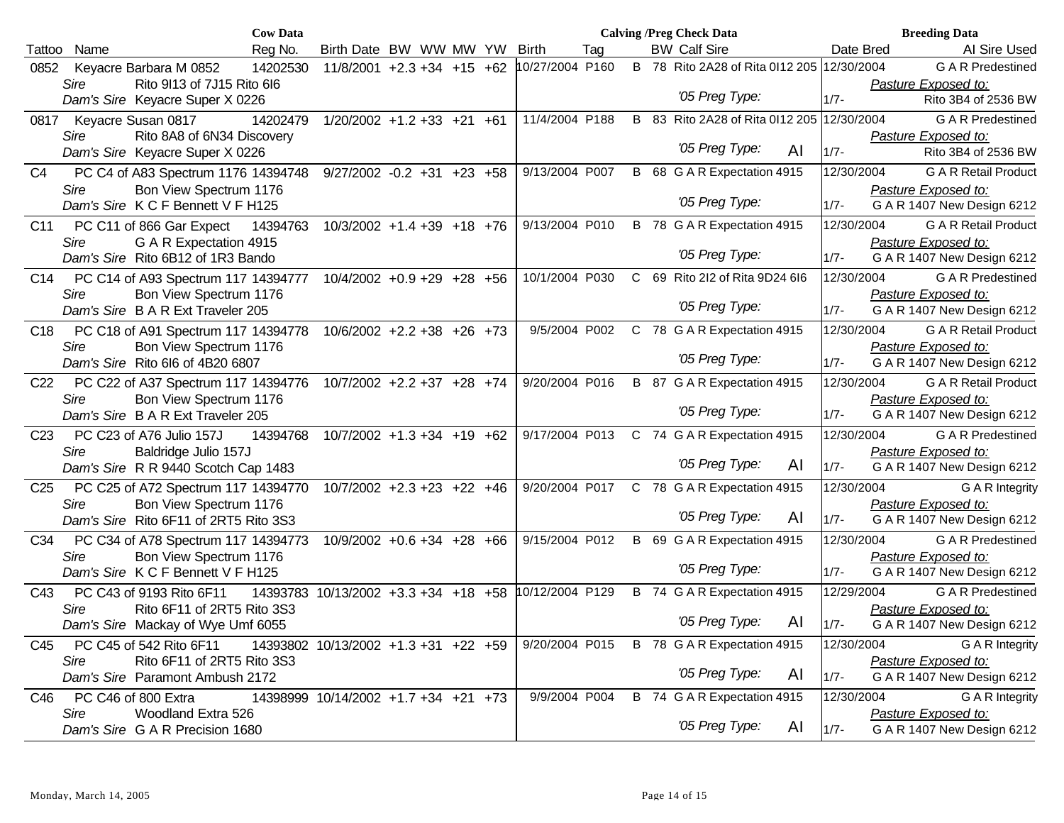| | | Cow Data | | | | | | Calving /Preg Check Data | | | | | Breeding Data | |
|---|---|---|---|---|---|---|---|---|---|---|---|---|---|---|
| Tattoo | Name | Reg No. | Birth Date | BW | WW | MW | YW | Birth | Tag | | BW | Calf Sire | Date Bred | AI Sire Used |
| 0852 | Keyacre Barbara M 0852 | 14202530 | 11/8/2001 | +2.3 | +34 | +15 | +62 | 10/27/2004 | P160 | B | 78 | Rito 2A28 of Rita 0I12 205 | 12/30/2004 | G A R Predestined |
| | *Sire* Rito 9I13 of 7J15 Rito 6I6 | | | | | | | | | | | | | *Pasture Exposed to:* |
| | *Dam's Sire* Keyacre Super X 0226 | | | | | | | | | | | *'05 Preg Type:* | 1/7- | Rito 3B4 of 2536 BW |
| 0817 | Keyacre Susan 0817 | 14202479 | 1/20/2002 | +1.2 | +33 | +21 | +61 | 11/4/2004 | P188 | B | 83 | Rito 2A28 of Rita 0I12 205 | 12/30/2004 | G A R Predestined |
| | *Sire* Rito 8A8 of 6N34 Discovery | | | | | | | | | | | | | *Pasture Exposed to:* |
| | *Dam's Sire* Keyacre Super X 0226 | | | | | | | | | | | *'05 Preg Type:* AI | 1/7- | Rito 3B4 of 2536 BW |
| C4 | PC C4 of A83 Spectrum 1176 | 14394748 | 9/27/2002 | -0.2 | +31 | +23 | +58 | 9/13/2004 | P007 | B | 68 | G A R Expectation 4915 | 12/30/2004 | G A R Retail Product |
| | *Sire* Bon View Spectrum 1176 | | | | | | | | | | | | | *Pasture Exposed to:* |
| | *Dam's Sire* K C F Bennett V F H125 | | | | | | | | | | | *'05 Preg Type:* | 1/7- | G A R 1407 New Design 6212 |
| C11 | PC C11 of 866 Gar Expect | 14394763 | 10/3/2002 | +1.4 | +39 | +18 | +76 | 9/13/2004 | P010 | B | 78 | G A R Expectation 4915 | 12/30/2004 | G A R Retail Product |
| | *Sire* G A R Expectation 4915 | | | | | | | | | | | | | *Pasture Exposed to:* |
| | *Dam's Sire* Rito 6B12 of 1R3 Bando | | | | | | | | | | | *'05 Preg Type:* | 1/7- | G A R 1407 New Design 6212 |
| C14 | PC C14 of A93 Spectrum 117 | 14394777 | 10/4/2002 | +0.9 | +29 | +28 | +56 | 10/1/2004 | P030 | C | 69 | Rito 2I2 of Rita 9D24 6I6 | 12/30/2004 | G A R Predestined |
| | *Sire* Bon View Spectrum 1176 | | | | | | | | | | | | | *Pasture Exposed to:* |
| | *Dam's Sire* B A R Ext Traveler 205 | | | | | | | | | | | *'05 Preg Type:* | 1/7- | G A R 1407 New Design 6212 |
| C18 | PC C18 of A91 Spectrum 117 | 14394778 | 10/6/2002 | +2.2 | +38 | +26 | +73 | 9/5/2004 | P002 | C | 78 | G A R Expectation 4915 | 12/30/2004 | G A R Retail Product |
| | *Sire* Bon View Spectrum 1176 | | | | | | | | | | | | | *Pasture Exposed to:* |
| | *Dam's Sire* Rito 6I6 of 4B20 6807 | | | | | | | | | | | *'05 Preg Type:* | 1/7- | G A R 1407 New Design 6212 |
| C22 | PC C22 of A37 Spectrum 117 | 14394776 | 10/7/2002 | +2.2 | +37 | +28 | +74 | 9/20/2004 | P016 | B | 87 | G A R Expectation 4915 | 12/30/2004 | G A R Retail Product |
| | *Sire* Bon View Spectrum 1176 | | | | | | | | | | | | | *Pasture Exposed to:* |
| | *Dam's Sire* B A R Ext Traveler 205 | | | | | | | | | | | *'05 Preg Type:* | 1/7- | G A R 1407 New Design 6212 |
| C23 | PC C23 of A76 Julio 157J | 14394768 | 10/7/2002 | +1.3 | +34 | +19 | +62 | 9/17/2004 | P013 | C | 74 | G A R Expectation 4915 | 12/30/2004 | G A R Predestined |
| | *Sire* Baldridge Julio 157J | | | | | | | | | | | | | *Pasture Exposed to:* |
| | *Dam's Sire* R R 9440 Scotch Cap 1483 | | | | | | | | | | | *'05 Preg Type:* AI | 1/7- | G A R 1407 New Design 6212 |
| C25 | PC C25 of A72 Spectrum 117 | 14394770 | 10/7/2002 | +2.3 | +23 | +22 | +46 | 9/20/2004 | P017 | C | 78 | G A R Expectation 4915 | 12/30/2004 | G A R Integrity |
| | *Sire* Bon View Spectrum 1176 | | | | | | | | | | | | | *Pasture Exposed to:* |
| | *Dam's Sire* Rito 6F11 of 2RT5 Rito 3S3 | | | | | | | | | | | *'05 Preg Type:* AI | 1/7- | G A R 1407 New Design 6212 |
| C34 | PC C34 of A78 Spectrum 117 | 14394773 | 10/9/2002 | +0.6 | +34 | +28 | +66 | 9/15/2004 | P012 | B | 69 | G A R Expectation 4915 | 12/30/2004 | G A R Predestined |
| | *Sire* Bon View Spectrum 1176 | | | | | | | | | | | | | *Pasture Exposed to:* |
| | *Dam's Sire* K C F Bennett V F H125 | | | | | | | | | | | *'05 Preg Type:* | 1/7- | G A R 1407 New Design 6212 |
| C43 | PC C43 of 9193 Rito 6F11 | 14393783 | 10/13/2002 | +3.3 | +34 | +18 | +58 | 10/12/2004 | P129 | B | 74 | G A R Expectation 4915 | 12/29/2004 | G A R Predestined |
| | *Sire* Rito 6F11 of 2RT5 Rito 3S3 | | | | | | | | | | | | | *Pasture Exposed to:* |
| | *Dam's Sire* Mackay of Wye Umf 6055 | | | | | | | | | | | *'05 Preg Type:* AI | 1/7- | G A R 1407 New Design 6212 |
| C45 | PC C45 of 542 Rito 6F11 | 14393802 | 10/13/2002 | +1.3 | +31 | +22 | +59 | 9/20/2004 | P015 | B | 78 | G A R Expectation 4915 | 12/30/2004 | G A R Integrity |
| | *Sire* Rito 6F11 of 2RT5 Rito 3S3 | | | | | | | | | | | | | *Pasture Exposed to:* |
| | *Dam's Sire* Paramont Ambush 2172 | | | | | | | | | | | *'05 Preg Type:* AI | 1/7- | G A R 1407 New Design 6212 |
| C46 | PC C46 of 800 Extra | 14398999 | 10/14/2002 | +1.7 | +34 | +21 | +73 | 9/9/2004 | P004 | B | 74 | G A R Expectation 4915 | 12/30/2004 | G A R Integrity |
| | *Sire* Woodland Extra 526 | | | | | | | | | | | | | *Pasture Exposed to:* |
| | *Dam's Sire* G A R Precision 1680 | | | | | | | | | | | *'05 Preg Type:* AI | 1/7- | G A R 1407 New Design 6212 |

Monday, March 14, 2005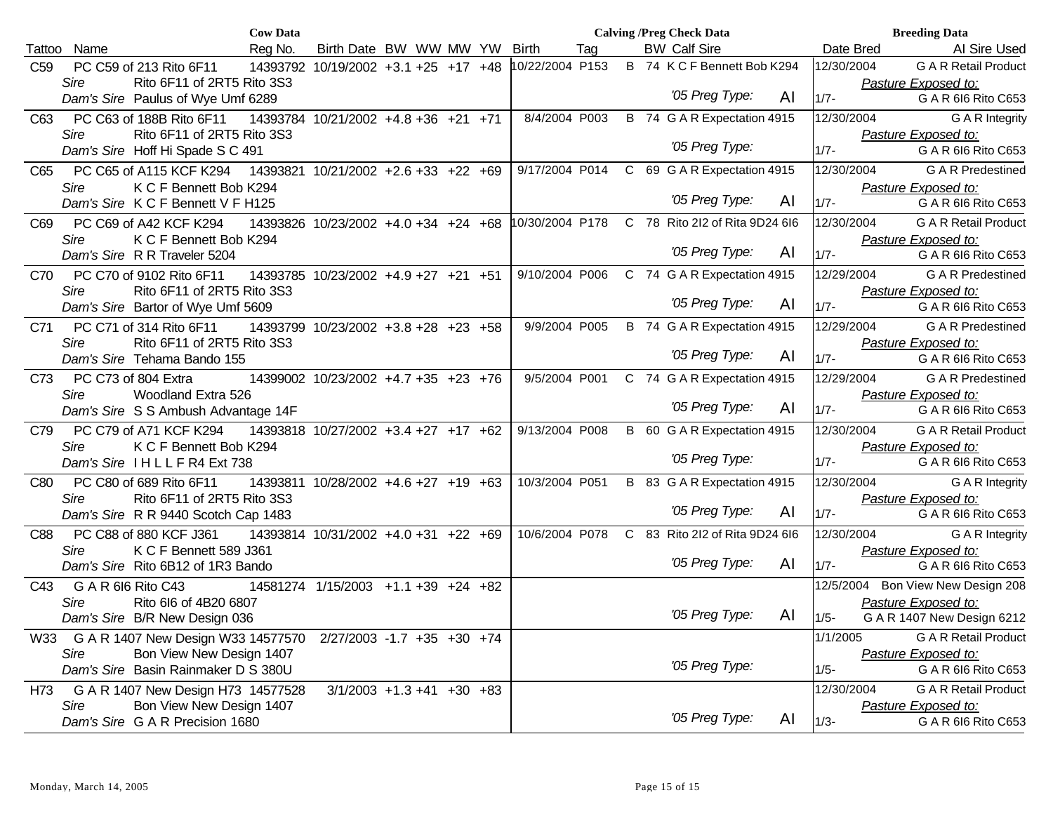| | | Cow Data | | | | | | | Calving /Preg Check Data | | | | | | Breeding Data | |
|---|---|---|---|---|---|---|---|---|---|---|---|---|---|---|---|---|
| Tattoo | Name | Reg No. | Birth Date | BW | WW | MW | YW | Birth | Tag | | BW | Calf Sire | | | Date Bred | AI Sire Used |
| C59 | PC C59 of 213 Rito 6F11 | 14393792 | 10/19/2002 | +3.1 | +25 | +17 | +48 | 10/22/2004 | P153 | B | 74 | K C F Bennett Bob K294 | | | 12/30/2004 | G A R Retail Product |
| | *Sire* Rito 6F11 of 2RT5 Rito 3S3 | | | | | | | | | | | | | | | *Pasture Exposed to:* |
| | *Dam's Sire* Paulus of Wye Umf 6289 | | | | | | | | | | | *'05 Preg Type:* | AI | | 1/7- | G A R 6I6 Rito C653 |
| C63 | PC C63 of 188B Rito 6F11 | 14393784 | 10/21/2002 | +4.8 | +36 | +21 | +71 | 8/4/2004 | P003 | B | 74 | G A R Expectation 4915 | | | 12/30/2004 | G A R Integrity |
| | *Sire* Rito 6F11 of 2RT5 Rito 3S3 | | | | | | | | | | | | | | | *Pasture Exposed to:* |
| | *Dam's Sire* Hoff Hi Spade S C 491 | | | | | | | | | | | *'05 Preg Type:* | | | 1/7- | G A R 6I6 Rito C653 |
| C65 | PC C65 of A115 KCF K294 | 14393821 | 10/21/2002 | +2.6 | +33 | +22 | +69 | 9/17/2004 | P014 | C | 69 | G A R Expectation 4915 | | | 12/30/2004 | G A R Predestined |
| | *Sire* K C F Bennett Bob K294 | | | | | | | | | | | | | | | *Pasture Exposed to:* |
| | *Dam's Sire* K C F Bennett V F H125 | | | | | | | | | | | *'05 Preg Type:* | AI | | 1/7- | G A R 6I6 Rito C653 |
| C69 | PC C69 of A42 KCF K294 | 14393826 | 10/23/2002 | +4.0 | +34 | +24 | +68 | 10/30/2004 | P178 | C | 78 | Rito 2I2 of Rita 9D24 6I6 | | | 12/30/2004 | G A R Retail Product |
| | *Sire* K C F Bennett Bob K294 | | | | | | | | | | | | | | | *Pasture Exposed to:* |
| | *Dam's Sire* R R Traveler 5204 | | | | | | | | | | | *'05 Preg Type:* | AI | | 1/7- | G A R 6I6 Rito C653 |
| C70 | PC C70 of 9102 Rito 6F11 | 14393785 | 10/23/2002 | +4.9 | +27 | +21 | +51 | 9/10/2004 | P006 | C | 74 | G A R Expectation 4915 | | | 12/29/2004 | G A R Predestined |
| | *Sire* Rito 6F11 of 2RT5 Rito 3S3 | | | | | | | | | | | | | | | *Pasture Exposed to:* |
| | *Dam's Sire* Bartor of Wye Umf 5609 | | | | | | | | | | | *'05 Preg Type:* | AI | | 1/7- | G A R 6I6 Rito C653 |
| C71 | PC C71 of 314 Rito 6F11 | 14393799 | 10/23/2002 | +3.8 | +28 | +23 | +58 | 9/9/2004 | P005 | B | 74 | G A R Expectation 4915 | | | 12/29/2004 | G A R Predestined |
| | *Sire* Rito 6F11 of 2RT5 Rito 3S3 | | | | | | | | | | | | | | | *Pasture Exposed to:* |
| | *Dam's Sire* Tehama Bando 155 | | | | | | | | | | | *'05 Preg Type:* | AI | | 1/7- | G A R 6I6 Rito C653 |
| C73 | PC C73 of 804 Extra | 14399002 | 10/23/2002 | +4.7 | +35 | +23 | +76 | 9/5/2004 | P001 | C | 74 | G A R Expectation 4915 | | | 12/29/2004 | G A R Predestined |
| | *Sire* Woodland Extra 526 | | | | | | | | | | | | | | | *Pasture Exposed to:* |
| | *Dam's Sire* S S Ambush Advantage 14F | | | | | | | | | | | *'05 Preg Type:* | AI | | 1/7- | G A R 6I6 Rito C653 |
| C79 | PC C79 of A71 KCF K294 | 14393818 | 10/27/2002 | +3.4 | +27 | +17 | +62 | 9/13/2004 | P008 | B | 60 | G A R Expectation 4915 | | | 12/30/2004 | G A R Retail Product |
| | *Sire* K C F Bennett Bob K294 | | | | | | | | | | | | | | | *Pasture Exposed to:* |
| | *Dam's Sire* I H L L F R4 Ext 738 | | | | | | | | | | | *'05 Preg Type:* | | | 1/7- | G A R 6I6 Rito C653 |
| C80 | PC C80 of 689 Rito 6F11 | 14393811 | 10/28/2002 | +4.6 | +27 | +19 | +63 | 10/3/2004 | P051 | B | 83 | G A R Expectation 4915 | | | 12/30/2004 | G A R Integrity |
| | *Sire* Rito 6F11 of 2RT5 Rito 3S3 | | | | | | | | | | | | | | | *Pasture Exposed to:* |
| | *Dam's Sire* R R 9440 Scotch Cap 1483 | | | | | | | | | | | *'05 Preg Type:* | AI | | 1/7- | G A R 6I6 Rito C653 |
| C88 | PC C88 of 880 KCF J361 | 14393814 | 10/31/2002 | +4.0 | +31 | +22 | +69 | 10/6/2004 | P078 | C | 83 | Rito 2I2 of Rita 9D24 6I6 | | | 12/30/2004 | G A R Integrity |
| | *Sire* K C F Bennett 589 J361 | | | | | | | | | | | | | | | *Pasture Exposed to:* |
| | *Dam's Sire* Rito 6B12 of 1R3 Bando | | | | | | | | | | | *'05 Preg Type:* | AI | | 1/7- | G A R 6I6 Rito C653 |
| C43 | G A R 6I6 Rito C43 | 14581274 | 1/15/2003 | +1.1 | +39 | +24 | +82 | | | | | | | | 12/5/2004 | Bon View New Design 208 |
| | *Sire* Rito 6I6 of 4B20 6807 | | | | | | | | | | | | | | | *Pasture Exposed to:* |
| | *Dam's Sire* B/R New Design 036 | | | | | | | | | | | *'05 Preg Type:* | AI | | 1/5- | G A R 1407 New Design 6212 |
| W33 | G A R 1407 New Design W33 | 14577570 | 2/27/2003 | -1.7 | +35 | +30 | +74 | | | | | | | | 1/1/2005 | G A R Retail Product |
| | *Sire* Bon View New Design 1407 | | | | | | | | | | | | | | | *Pasture Exposed to:* |
| | *Dam's Sire* Basin Rainmaker D S 380U | | | | | | | | | | | *'05 Preg Type:* | | | 1/5- | G A R 6I6 Rito C653 |
| H73 | G A R 1407 New Design H73 | 14577528 | 3/1/2003 | +1.3 | +41 | +30 | +83 | | | | | | | | 12/30/2004 | G A R Retail Product |
| | *Sire* Bon View New Design 1407 | | | | | | | | | | | | | | | *Pasture Exposed to:* |
| | *Dam's Sire* G A R Precision 1680 | | | | | | | | | | | *'05 Preg Type:* | AI | | 1/3- | G A R 6I6 Rito C653 |

Monday, March 14, 2005